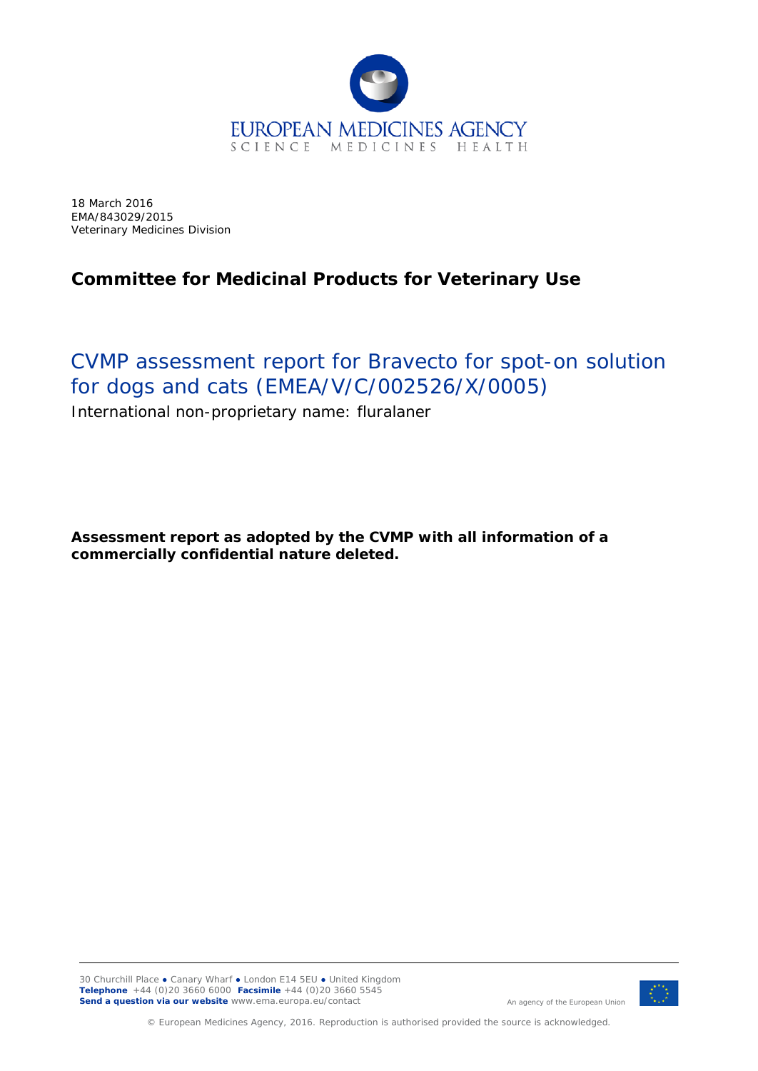18 March 2016
EMA/843029/2015
Veterinary Medicines Division

## Committee for Medicinal Products for Veterinary Use

# CVMP assessment report for Bravecto for spot-on solution for dogs and cats (EMEA/V/C/002526/X/0005)

International non-proprietary name: fluralaner

**Assessment report as adopted by the CVMP with all information of a commercially confidential nature deleted.**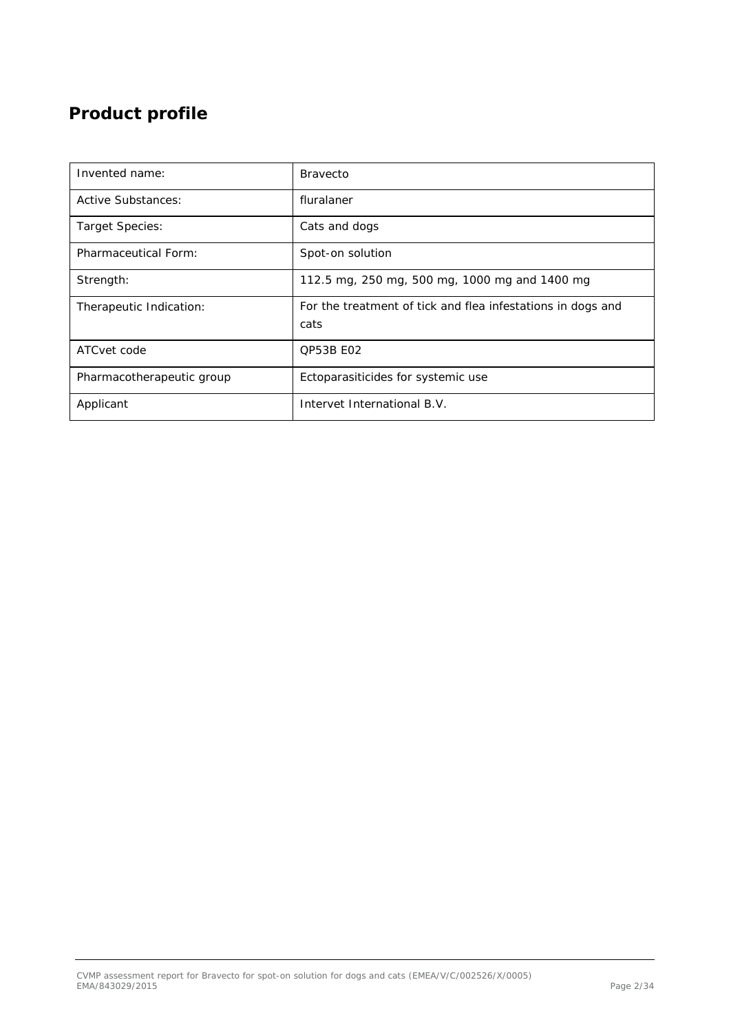# Product profile

| Invented name: | Bravecto |
|---|---|
| Active Substances: | fluralaner |
| Target Species: | Cats and dogs |
| Pharmaceutical Form: | Spot-on solution |
| Strength: | 112.5 mg, 250 mg, 500 mg, 1000 mg and 1400 mg |
| Therapeutic Indication: | For the treatment of tick and flea infestations in dogs and cats |
| ATCvet code | QP53B E02 |
| Pharmacotherapeutic group | Ectoparasiticides for systemic use |
| Applicant | Intervet International B.V. |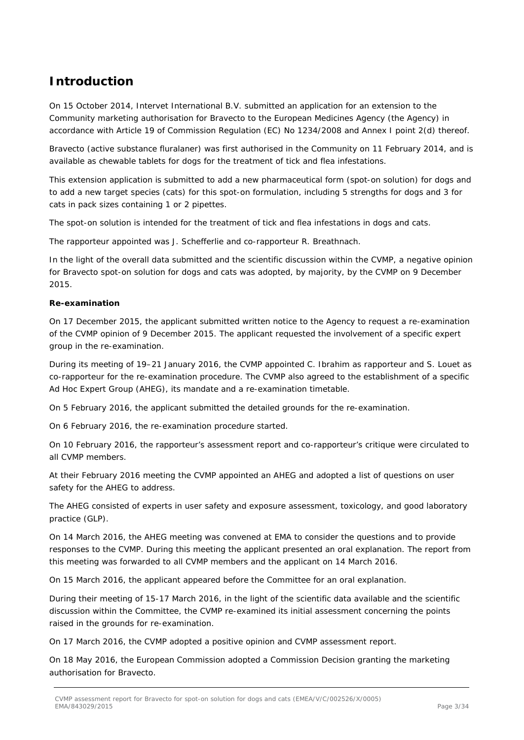# Introduction

On 15 October 2014, Intervet International B.V. submitted an application for an extension to the Community marketing authorisation for Bravecto to the European Medicines Agency (the Agency) in accordance with Article 19 of Commission Regulation (EC) No 1234/2008 and Annex I point 2(d) thereof.

Bravecto (active substance fluralaner) was first authorised in the Community on 11 February 2014, and is available as chewable tablets for dogs for the treatment of tick and flea infestations.

This extension application is submitted to add a new pharmaceutical form (spot-on solution) for dogs and to add a new target species (cats) for this spot-on formulation, including 5 strengths for dogs and 3 for cats in pack sizes containing 1 or 2 pipettes.

The spot-on solution is intended for the treatment of tick and flea infestations in dogs and cats.

The rapporteur appointed was J. Schefferlie and co-rapporteur R. Breathnach.

In the light of the overall data submitted and the scientific discussion within the CVMP, a negative opinion for Bravecto spot-on solution for dogs and cats was adopted, by majority, by the CVMP on 9 December 2015.

**Re-examination**

On 17 December 2015, the applicant submitted written notice to the Agency to request a re-examination of the CVMP opinion of 9 December 2015. The applicant requested the involvement of a specific expert group in the re-examination.

During its meeting of 19–21 January 2016, the CVMP appointed C. Ibrahim as rapporteur and S. Louet as co-rapporteur for the re-examination procedure. The CVMP also agreed to the establishment of a specific Ad Hoc Expert Group (AHEG), its mandate and a re-examination timetable.

On 5 February 2016, the applicant submitted the detailed grounds for the re-examination.

On 6 February 2016, the re-examination procedure started.

On 10 February 2016, the rapporteur's assessment report and co-rapporteur's critique were circulated to all CVMP members.

At their February 2016 meeting the CVMP appointed an AHEG and adopted a list of questions on user safety for the AHEG to address.

The AHEG consisted of experts in user safety and exposure assessment, toxicology, and good laboratory practice (GLP).

On 14 March 2016, the AHEG meeting was convened at EMA to consider the questions and to provide responses to the CVMP. During this meeting the applicant presented an oral explanation. The report from this meeting was forwarded to all CVMP members and the applicant on 14 March 2016.

On 15 March 2016, the applicant appeared before the Committee for an oral explanation.

During their meeting of 15-17 March 2016, in the light of the scientific data available and the scientific discussion within the Committee, the CVMP re-examined its initial assessment concerning the points raised in the grounds for re-examination.

On 17 March 2016, the CVMP adopted a positive opinion and CVMP assessment report.

On 18 May 2016, the European Commission adopted a Commission Decision granting the marketing authorisation for Bravecto.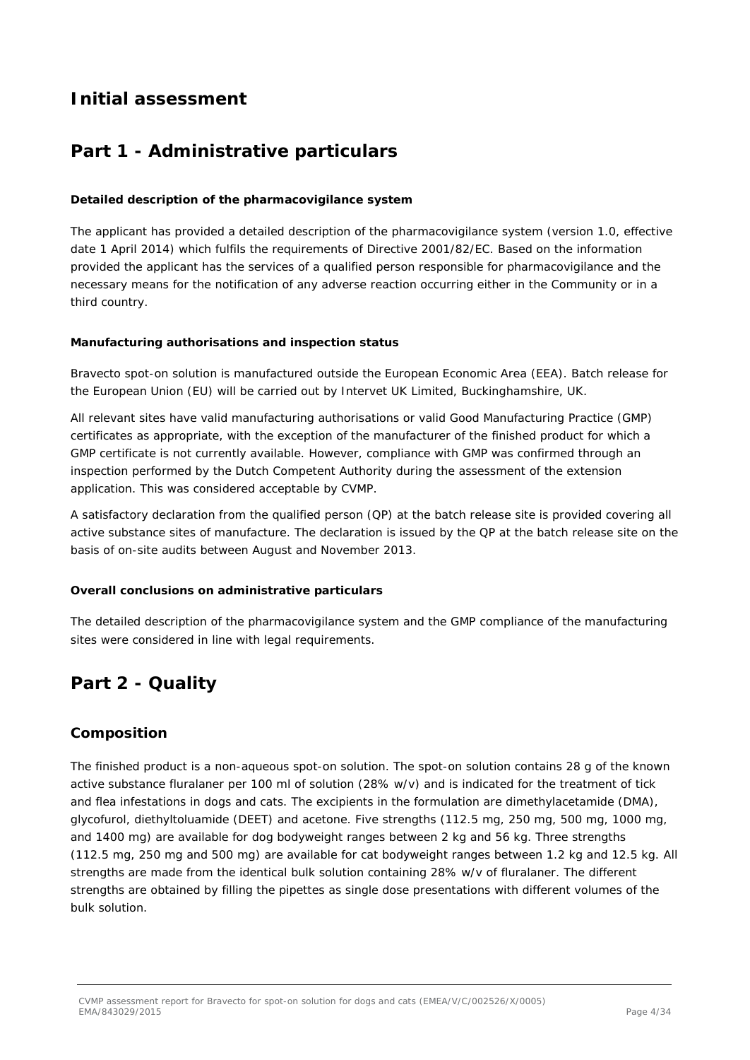# Initial assessment

# Part 1 - Administrative particulars

### Detailed description of the pharmacovigilance system

The applicant has provided a detailed description of the pharmacovigilance system (version 1.0, effective date 1 April 2014) which fulfils the requirements of Directive 2001/82/EC. Based on the information provided the applicant has the services of a qualified person responsible for pharmacovigilance and the necessary means for the notification of any adverse reaction occurring either in the Community or in a third country.

### Manufacturing authorisations and inspection status

Bravecto spot-on solution is manufactured outside the European Economic Area (EEA). Batch release for the European Union (EU) will be carried out by Intervet UK Limited, Buckinghamshire, UK.

All relevant sites have valid manufacturing authorisations or valid Good Manufacturing Practice (GMP) certificates as appropriate, with the exception of the manufacturer of the finished product for which a GMP certificate is not currently available. However, compliance with GMP was confirmed through an inspection performed by the Dutch Competent Authority during the assessment of the extension application. This was considered acceptable by CVMP.

A satisfactory declaration from the qualified person (QP) at the batch release site is provided covering all active substance sites of manufacture. The declaration is issued by the QP at the batch release site on the basis of on-site audits between August and November 2013.

### Overall conclusions on administrative particulars

The detailed description of the pharmacovigilance system and the GMP compliance of the manufacturing sites were considered in line with legal requirements.

# Part 2 - Quality

## Composition

The finished product is a non-aqueous spot-on solution. The spot-on solution contains 28 g of the known active substance fluralaner per 100 ml of solution (28% w/v) and is indicated for the treatment of tick and flea infestations in dogs and cats. The excipients in the formulation are dimethylacetamide (DMA), glycofurol, diethyltoluamide (DEET) and acetone. Five strengths (112.5 mg, 250 mg, 500 mg, 1000 mg, and 1400 mg) are available for dog bodyweight ranges between 2 kg and 56 kg. Three strengths (112.5 mg, 250 mg and 500 mg) are available for cat bodyweight ranges between 1.2 kg and 12.5 kg. All strengths are made from the identical bulk solution containing 28% w/v of fluralaner. The different strengths are obtained by filling the pipettes as single dose presentations with different volumes of the bulk solution.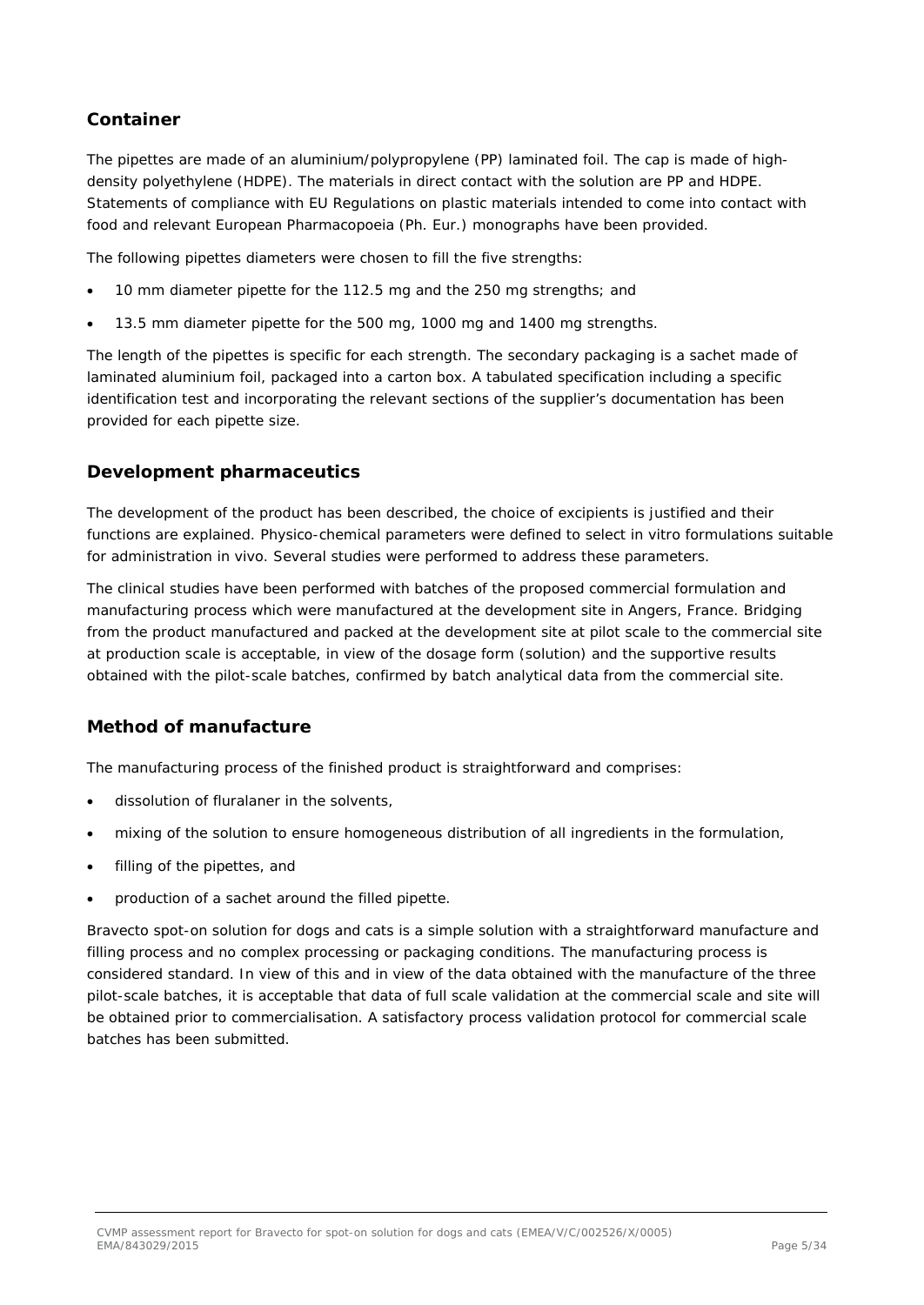## Container

The pipettes are made of an aluminium/polypropylene (PP) laminated foil. The cap is made of high-density polyethylene (HDPE). The materials in direct contact with the solution are PP and HDPE. Statements of compliance with EU Regulations on plastic materials intended to come into contact with food and relevant European Pharmacopoeia (Ph. Eur.) monographs have been provided.

The following pipettes diameters were chosen to fill the five strengths:

- 10 mm diameter pipette for the 112.5 mg and the 250 mg strengths; and
- 13.5 mm diameter pipette for the 500 mg, 1000 mg and 1400 mg strengths.

The length of the pipettes is specific for each strength. The secondary packaging is a sachet made of laminated aluminium foil, packaged into a carton box. A tabulated specification including a specific identification test and incorporating the relevant sections of the supplier's documentation has been provided for each pipette size.

## Development pharmaceutics

The development of the product has been described, the choice of excipients is justified and their functions are explained. Physico-chemical parameters were defined to select in vitro formulations suitable for administration in vivo. Several studies were performed to address these parameters.

The clinical studies have been performed with batches of the proposed commercial formulation and manufacturing process which were manufactured at the development site in Angers, France. Bridging from the product manufactured and packed at the development site at pilot scale to the commercial site at production scale is acceptable, in view of the dosage form (solution) and the supportive results obtained with the pilot-scale batches, confirmed by batch analytical data from the commercial site.

## Method of manufacture

The manufacturing process of the finished product is straightforward and comprises:

- dissolution of fluralaner in the solvents,
- mixing of the solution to ensure homogeneous distribution of all ingredients in the formulation,
- filling of the pipettes, and
- production of a sachet around the filled pipette.

Bravecto spot-on solution for dogs and cats is a simple solution with a straightforward manufacture and filling process and no complex processing or packaging conditions. The manufacturing process is considered standard. In view of this and in view of the data obtained with the manufacture of the three pilot-scale batches, it is acceptable that data of full scale validation at the commercial scale and site will be obtained prior to commercialisation. A satisfactory process validation protocol for commercial scale batches has been submitted.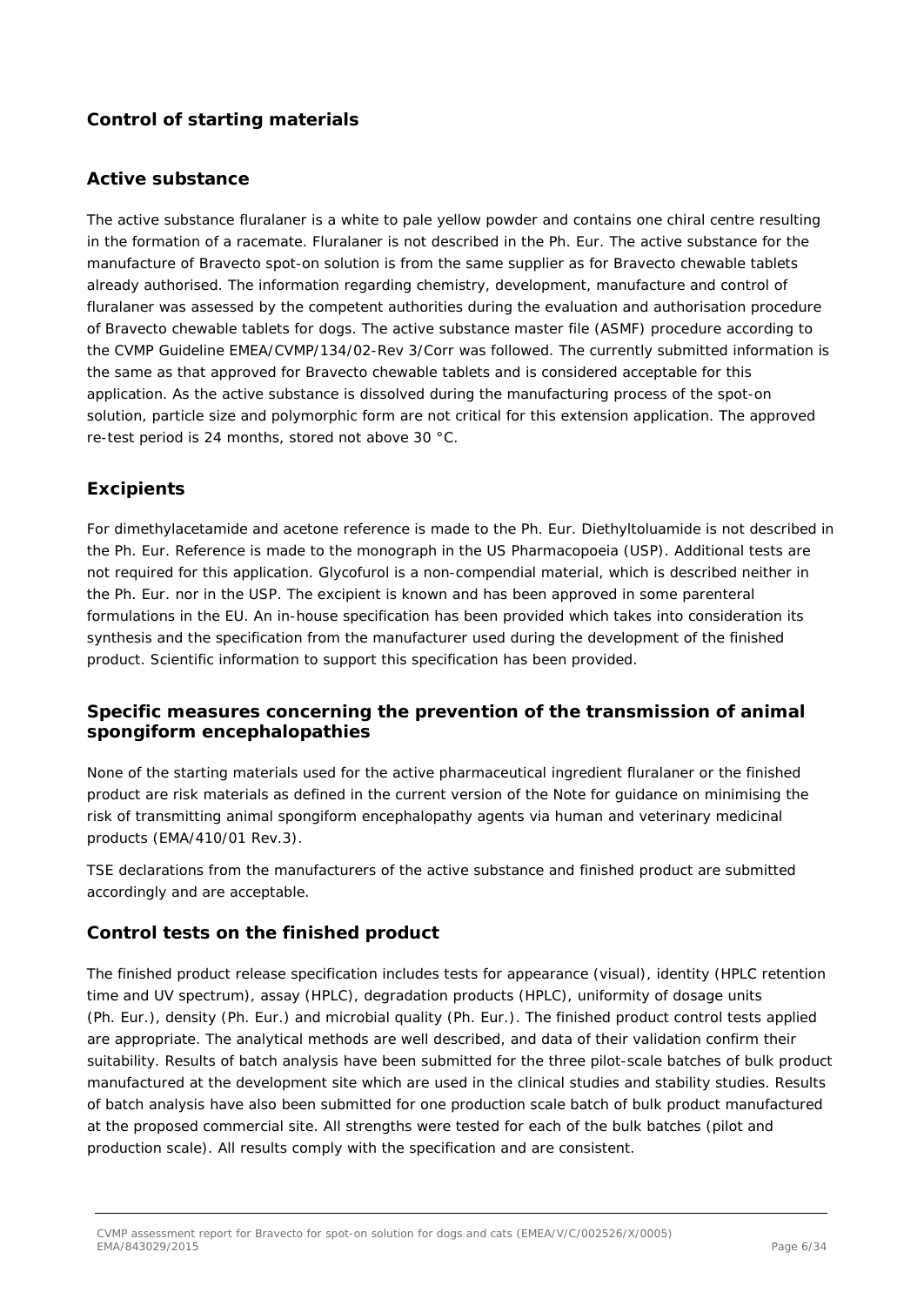## Control of starting materials

### Active substance

The active substance fluralaner is a white to pale yellow powder and contains one chiral centre resulting in the formation of a racemate. Fluralaner is not described in the Ph. Eur. The active substance for the manufacture of Bravecto spot-on solution is from the same supplier as for Bravecto chewable tablets already authorised. The information regarding chemistry, development, manufacture and control of fluralaner was assessed by the competent authorities during the evaluation and authorisation procedure of Bravecto chewable tablets for dogs. The active substance master file (ASMF) procedure according to the CVMP Guideline EMEA/CVMP/134/02-Rev 3/Corr was followed. The currently submitted information is the same as that approved for Bravecto chewable tablets and is considered acceptable for this application. As the active substance is dissolved during the manufacturing process of the spot-on solution, particle size and polymorphic form are not critical for this extension application. The approved re-test period is 24 months, stored not above 30 °C.

### Excipients

For dimethylacetamide and acetone reference is made to the Ph. Eur. Diethyltoluamide is not described in the Ph. Eur. Reference is made to the monograph in the US Pharmacopoeia (USP). Additional tests are not required for this application. Glycofurol is a non-compendial material, which is described neither in the Ph. Eur. nor in the USP. The excipient is known and has been approved in some parenteral formulations in the EU. An in-house specification has been provided which takes into consideration its synthesis and the specification from the manufacturer used during the development of the finished product. Scientific information to support this specification has been provided.

### Specific measures concerning the prevention of the transmission of animal spongiform encephalopathies

None of the starting materials used for the active pharmaceutical ingredient fluralaner or the finished product are risk materials as defined in the current version of the Note for guidance on minimising the risk of transmitting animal spongiform encephalopathy agents via human and veterinary medicinal products (EMA/410/01 Rev.3).

TSE declarations from the manufacturers of the active substance and finished product are submitted accordingly and are acceptable.

## Control tests on the finished product

The finished product release specification includes tests for appearance (visual), identity (HPLC retention time and UV spectrum), assay (HPLC), degradation products (HPLC), uniformity of dosage units (Ph. Eur.), density (Ph. Eur.) and microbial quality (Ph. Eur.). The finished product control tests applied are appropriate. The analytical methods are well described, and data of their validation confirm their suitability. Results of batch analysis have been submitted for the three pilot-scale batches of bulk product manufactured at the development site which are used in the clinical studies and stability studies. Results of batch analysis have also been submitted for one production scale batch of bulk product manufactured at the proposed commercial site. All strengths were tested for each of the bulk batches (pilot and production scale). All results comply with the specification and are consistent.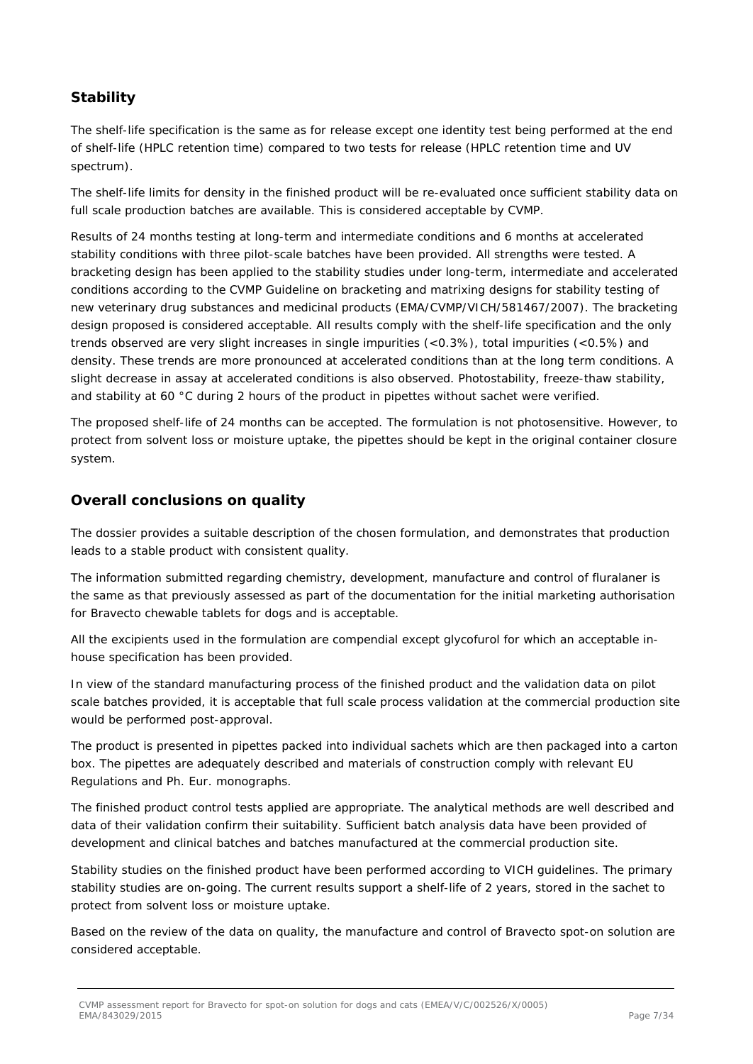## Stability

The shelf-life specification is the same as for release except one identity test being performed at the end of shelf-life (HPLC retention time) compared to two tests for release (HPLC retention time and UV spectrum).

The shelf-life limits for density in the finished product will be re-evaluated once sufficient stability data on full scale production batches are available. This is considered acceptable by CVMP.

Results of 24 months testing at long-term and intermediate conditions and 6 months at accelerated stability conditions with three pilot-scale batches have been provided. All strengths were tested. A bracketing design has been applied to the stability studies under long-term, intermediate and accelerated conditions according to the CVMP Guideline on bracketing and matrixing designs for stability testing of new veterinary drug substances and medicinal products (EMA/CVMP/VICH/581467/2007). The bracketing design proposed is considered acceptable. All results comply with the shelf-life specification and the only trends observed are very slight increases in single impurities (<0.3%), total impurities (<0.5%) and density. These trends are more pronounced at accelerated conditions than at the long term conditions. A slight decrease in assay at accelerated conditions is also observed. Photostability, freeze-thaw stability, and stability at 60 °C during 2 hours of the product in pipettes without sachet were verified.

The proposed shelf-life of 24 months can be accepted. The formulation is not photosensitive. However, to protect from solvent loss or moisture uptake, the pipettes should be kept in the original container closure system.

## Overall conclusions on quality

The dossier provides a suitable description of the chosen formulation, and demonstrates that production leads to a stable product with consistent quality.

The information submitted regarding chemistry, development, manufacture and control of fluralaner is the same as that previously assessed as part of the documentation for the initial marketing authorisation for Bravecto chewable tablets for dogs and is acceptable.

All the excipients used in the formulation are compendial except glycofurol for which an acceptable in-house specification has been provided.

In view of the standard manufacturing process of the finished product and the validation data on pilot scale batches provided, it is acceptable that full scale process validation at the commercial production site would be performed post-approval.

The product is presented in pipettes packed into individual sachets which are then packaged into a carton box. The pipettes are adequately described and materials of construction comply with relevant EU Regulations and Ph. Eur. monographs.

The finished product control tests applied are appropriate. The analytical methods are well described and data of their validation confirm their suitability. Sufficient batch analysis data have been provided of development and clinical batches and batches manufactured at the commercial production site.

Stability studies on the finished product have been performed according to VICH guidelines. The primary stability studies are on-going. The current results support a shelf-life of 2 years, stored in the sachet to protect from solvent loss or moisture uptake.

Based on the review of the data on quality, the manufacture and control of Bravecto spot-on solution are considered acceptable.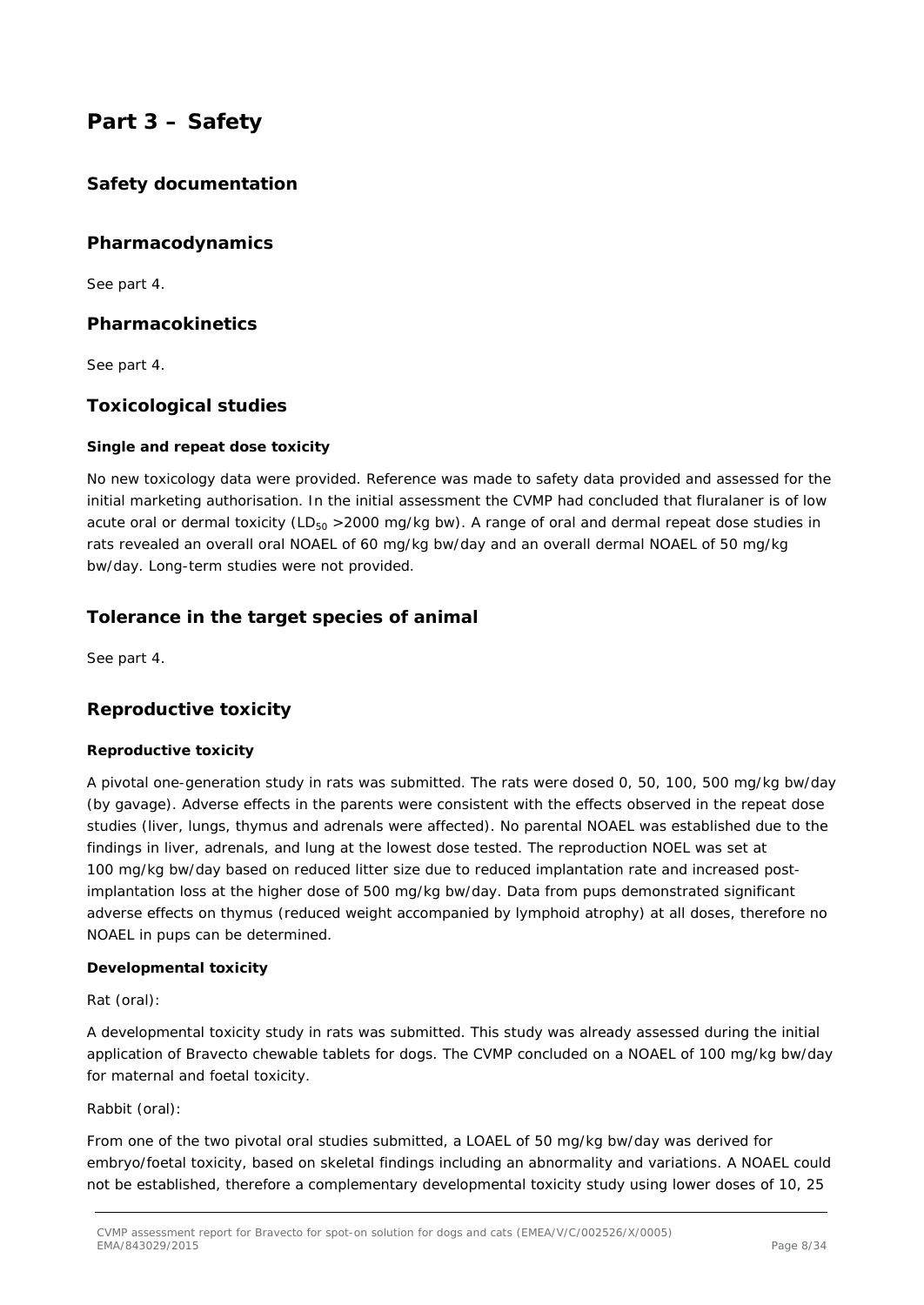# Part 3 – Safety

## Safety documentation

## Pharmacodynamics

See part 4.

## Pharmacokinetics

See part 4.

## Toxicological studies

#### Single and repeat dose toxicity

No new toxicology data were provided. Reference was made to safety data provided and assessed for the initial marketing authorisation. In the initial assessment the CVMP had concluded that fluralaner is of low acute oral or dermal toxicity ($LD_{50}$ >2000 mg/kg bw). A range of oral and dermal repeat dose studies in rats revealed an overall oral NOAEL of 60 mg/kg bw/day and an overall dermal NOAEL of 50 mg/kg bw/day. Long-term studies were not provided.

## Tolerance in the target species of animal

See part 4.

## Reproductive toxicity

#### Reproductive toxicity

A pivotal one-generation study in rats was submitted. The rats were dosed 0, 50, 100, 500 mg/kg bw/day (by gavage). Adverse effects in the parents were consistent with the effects observed in the repeat dose studies (liver, lungs, thymus and adrenals were affected). No parental NOAEL was established due to the findings in liver, adrenals, and lung at the lowest dose tested. The reproduction NOEL was set at 100 mg/kg bw/day based on reduced litter size due to reduced implantation rate and increased post-implantation loss at the higher dose of 500 mg/kg bw/day. Data from pups demonstrated significant adverse effects on thymus (reduced weight accompanied by lymphoid atrophy) at all doses, therefore no NOAEL in pups can be determined.

#### Developmental toxicity

Rat (oral):

A developmental toxicity study in rats was submitted. This study was already assessed during the initial application of Bravecto chewable tablets for dogs. The CVMP concluded on a NOAEL of 100 mg/kg bw/day for maternal and foetal toxicity.

Rabbit (oral):

From one of the two pivotal oral studies submitted, a LOAEL of 50 mg/kg bw/day was derived for embryo/foetal toxicity, based on skeletal findings including an abnormality and variations. A NOAEL could not be established, therefore a complementary developmental toxicity study using lower doses of 10, 25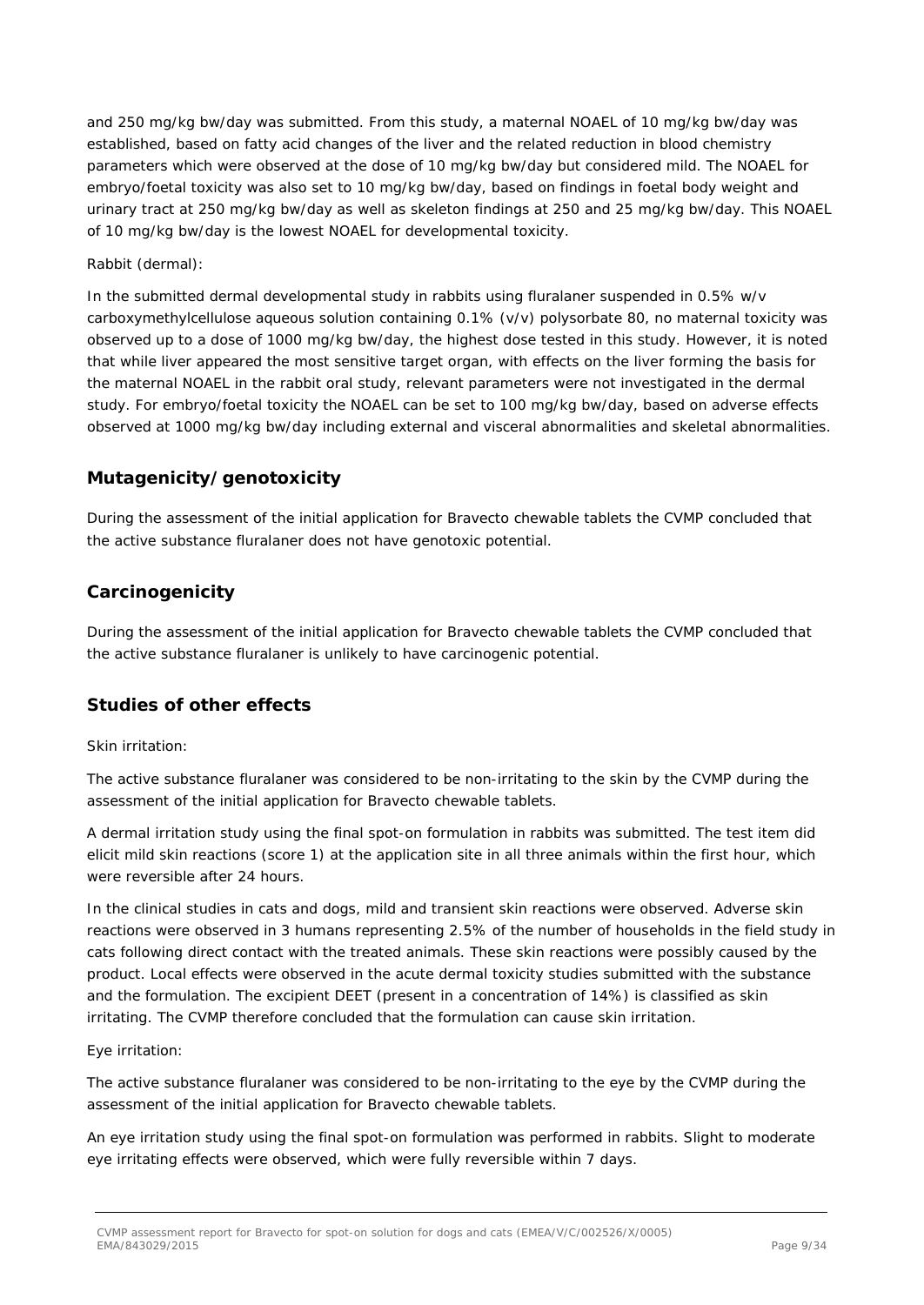and 250 mg/kg bw/day was submitted. From this study, a maternal NOAEL of 10 mg/kg bw/day was established, based on fatty acid changes of the liver and the related reduction in blood chemistry parameters which were observed at the dose of 10 mg/kg bw/day but considered mild. The NOAEL for embryo/foetal toxicity was also set to 10 mg/kg bw/day, based on findings in foetal body weight and urinary tract at 250 mg/kg bw/day as well as skeleton findings at 250 and 25 mg/kg bw/day. This NOAEL of 10 mg/kg bw/day is the lowest NOAEL for developmental toxicity.

*Rabbit (dermal):*

In the submitted dermal developmental study in rabbits using fluralaner suspended in 0.5% w/v carboxymethylcellulose aqueous solution containing 0.1% (v/v) polysorbate 80, no maternal toxicity was observed up to a dose of 1000 mg/kg bw/day, the highest dose tested in this study. However, it is noted that while liver appeared the most sensitive target organ, with effects on the liver forming the basis for the maternal NOAEL in the rabbit oral study, relevant parameters were not investigated in the dermal study. For embryo/foetal toxicity the NOAEL can be set to 100 mg/kg bw/day, based on adverse effects observed at 1000 mg/kg bw/day including external and visceral abnormalities and skeletal abnormalities.

## Mutagenicity/genotoxicity

During the assessment of the initial application for Bravecto chewable tablets the CVMP concluded that the active substance fluralaner does not have genotoxic potential.

## Carcinogenicity

During the assessment of the initial application for Bravecto chewable tablets the CVMP concluded that the active substance fluralaner is unlikely to have carcinogenic potential.

## Studies of other effects

*Skin irritation:*

The active substance fluralaner was considered to be non-irritating to the skin by the CVMP during the assessment of the initial application for Bravecto chewable tablets.

A dermal irritation study using the final spot-on formulation in rabbits was submitted. The test item did elicit mild skin reactions (score 1) at the application site in all three animals within the first hour, which were reversible after 24 hours.

In the clinical studies in cats and dogs, mild and transient skin reactions were observed. Adverse skin reactions were observed in 3 humans representing 2.5% of the number of households in the field study in cats following direct contact with the treated animals. These skin reactions were possibly caused by the product. Local effects were observed in the acute dermal toxicity studies submitted with the substance and the formulation. The excipient DEET (present in a concentration of 14%) is classified as skin irritating. The CVMP therefore concluded that the formulation can cause skin irritation.

*Eye irritation:*

The active substance fluralaner was considered to be non-irritating to the eye by the CVMP during the assessment of the initial application for Bravecto chewable tablets.

An eye irritation study using the final spot-on formulation was performed in rabbits. Slight to moderate eye irritating effects were observed, which were fully reversible within 7 days.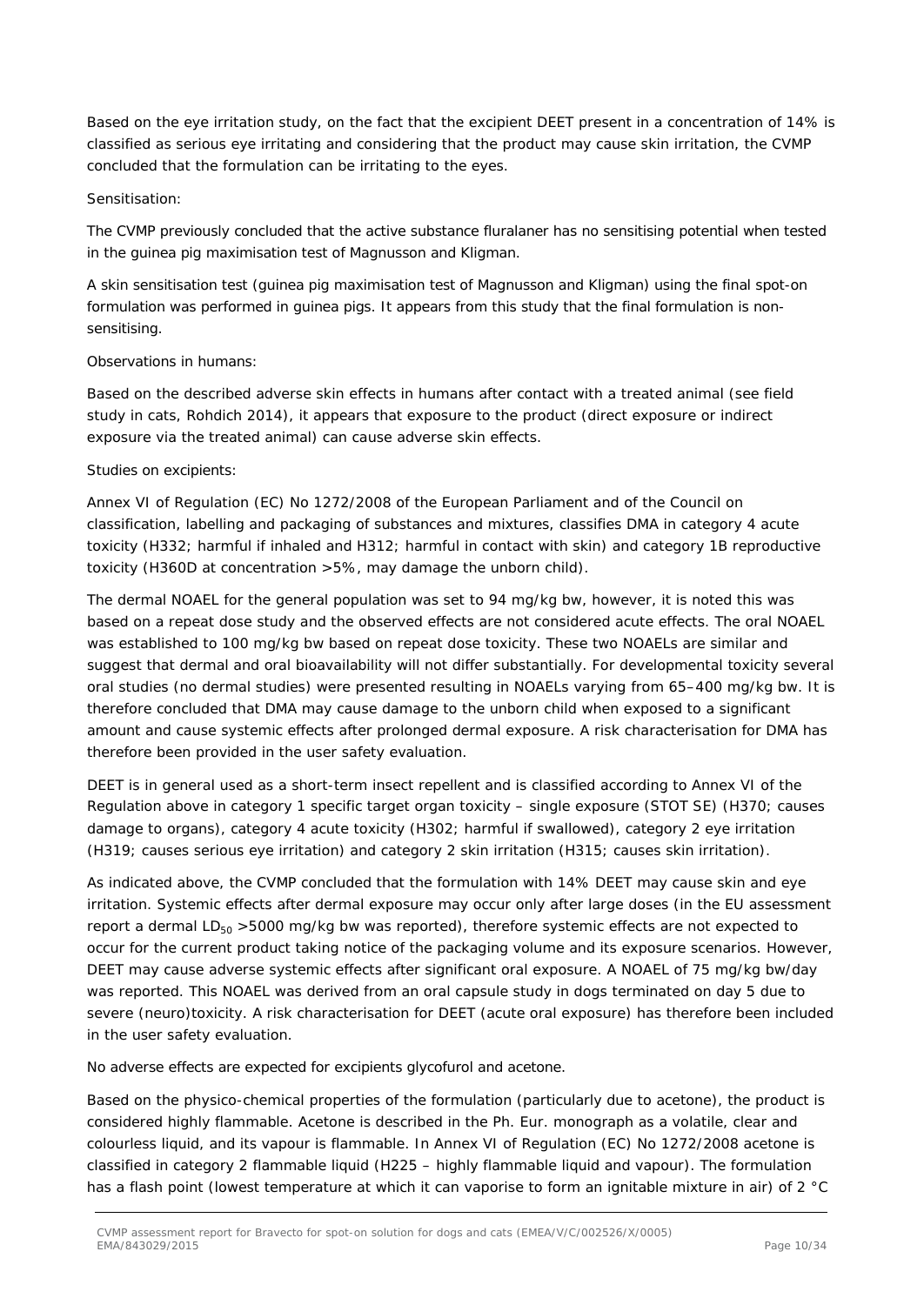Based on the eye irritation study, on the fact that the excipient DEET present in a concentration of 14% is classified as serious eye irritating and considering that the product may cause skin irritation, the CVMP concluded that the formulation can be irritating to the eyes.

*Sensitisation:*

The CVMP previously concluded that the active substance fluralaner has no sensitising potential when tested in the guinea pig maximisation test of Magnusson and Kligman.

A skin sensitisation test (guinea pig maximisation test of Magnusson and Kligman) using the final spot-on formulation was performed in guinea pigs. It appears from this study that the final formulation is non-sensitising.

*Observations in humans:*

Based on the described adverse skin effects in humans after contact with a treated animal (see field study in cats, Rohdich 2014), it appears that exposure to the product (direct exposure or indirect exposure via the treated animal) can cause adverse skin effects.

*Studies on excipients:*

Annex VI of Regulation (EC) No 1272/2008 of the European Parliament and of the Council on classification, labelling and packaging of substances and mixtures, classifies DMA in category 4 acute toxicity (H332; harmful if inhaled and H312; harmful in contact with skin) and category 1B reproductive toxicity (H360D at concentration >5%, may damage the unborn child).

The dermal NOAEL for the general population was set to 94 mg/kg bw, however, it is noted this was based on a repeat dose study and the observed effects are not considered acute effects. The oral NOAEL was established to 100 mg/kg bw based on repeat dose toxicity. These two NOAELs are similar and suggest that dermal and oral bioavailability will not differ substantially. For developmental toxicity several oral studies (no dermal studies) were presented resulting in NOAELs varying from 65–400 mg/kg bw. It is therefore concluded that DMA may cause damage to the unborn child when exposed to a significant amount and cause systemic effects after prolonged dermal exposure. A risk characterisation for DMA has therefore been provided in the user safety evaluation.

DEET is in general used as a short-term insect repellent and is classified according to Annex VI of the Regulation above in category 1 specific target organ toxicity – single exposure (STOT SE) (H370; causes damage to organs), category 4 acute toxicity (H302; harmful if swallowed), category 2 eye irritation (H319; causes serious eye irritation) and category 2 skin irritation (H315; causes skin irritation).

As indicated above, the CVMP concluded that the formulation with 14% DEET may cause skin and eye irritation. Systemic effects after dermal exposure may occur only after large doses (in the EU assessment report a dermal $LD_{50}$ >5000 mg/kg bw was reported), therefore systemic effects are not expected to occur for the current product taking notice of the packaging volume and its exposure scenarios. However, DEET may cause adverse systemic effects after significant oral exposure. A NOAEL of 75 mg/kg bw/day was reported. This NOAEL was derived from an oral capsule study in dogs terminated on day 5 due to severe (neuro)toxicity. A risk characterisation for DEET (acute oral exposure) has therefore been included in the user safety evaluation.

No adverse effects are expected for excipients glycofurol and acetone.

Based on the physico-chemical properties of the formulation (particularly due to acetone), the product is considered highly flammable. Acetone is described in the Ph. Eur. monograph as a volatile, clear and colourless liquid, and its vapour is flammable. In Annex VI of Regulation (EC) No 1272/2008 acetone is classified in category 2 flammable liquid (H225 – highly flammable liquid and vapour). The formulation has a flash point (lowest temperature at which it can vaporise to form an ignitable mixture in air) of 2 °C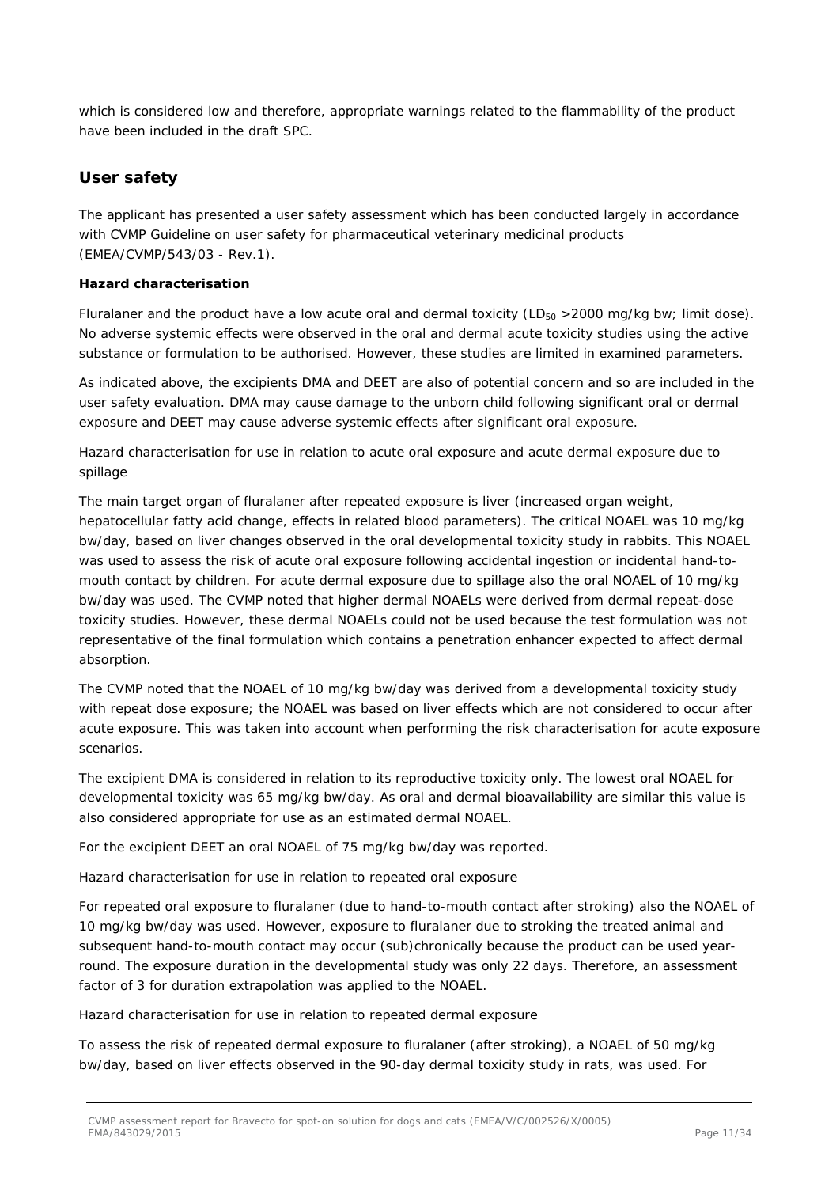which is considered low and therefore, appropriate warnings related to the flammability of the product have been included in the draft SPC.

## User safety

The applicant has presented a user safety assessment which has been conducted largely in accordance with CVMP Guideline on user safety for pharmaceutical veterinary medicinal products (EMEA/CVMP/543/03 - Rev.1).

**Hazard characterisation**

Fluralaner and the product have a low acute oral and dermal toxicity ($LD_{50}$ >2000 mg/kg bw; limit dose). No adverse systemic effects were observed in the oral and dermal acute toxicity studies using the active substance or formulation to be authorised. However, these studies are limited in examined parameters.

As indicated above, the excipients DMA and DEET are also of potential concern and so are included in the user safety evaluation. DMA may cause damage to the unborn child following significant oral or dermal exposure and DEET may cause adverse systemic effects after significant oral exposure.

Hazard characterisation for use in relation to acute oral exposure and acute dermal exposure due to spillage

The main target organ of fluralaner after repeated exposure is liver (increased organ weight, hepatocellular fatty acid change, effects in related blood parameters). The critical NOAEL was 10 mg/kg bw/day, based on liver changes observed in the oral developmental toxicity study in rabbits. This NOAEL was used to assess the risk of acute oral exposure following accidental ingestion or incidental hand-to-mouth contact by children. For acute dermal exposure due to spillage also the oral NOAEL of 10 mg/kg bw/day was used. The CVMP noted that higher dermal NOAELs were derived from dermal repeat-dose toxicity studies. However, these dermal NOAELs could not be used because the test formulation was not representative of the final formulation which contains a penetration enhancer expected to affect dermal absorption.

The CVMP noted that the NOAEL of 10 mg/kg bw/day was derived from a developmental toxicity study with repeat dose exposure; the NOAEL was based on liver effects which are not considered to occur after acute exposure. This was taken into account when performing the risk characterisation for acute exposure scenarios.

The excipient DMA is considered in relation to its reproductive toxicity only. The lowest oral NOAEL for developmental toxicity was 65 mg/kg bw/day. As oral and dermal bioavailability are similar this value is also considered appropriate for use as an estimated dermal NOAEL.

For the excipient DEET an oral NOAEL of 75 mg/kg bw/day was reported.

Hazard characterisation for use in relation to repeated oral exposure

For repeated oral exposure to fluralaner (due to hand-to-mouth contact after stroking) also the NOAEL of 10 mg/kg bw/day was used. However, exposure to fluralaner due to stroking the treated animal and subsequent hand-to-mouth contact may occur (sub)chronically because the product can be used year-round. The exposure duration in the developmental study was only 22 days. Therefore, an assessment factor of 3 for duration extrapolation was applied to the NOAEL.

Hazard characterisation for use in relation to repeated dermal exposure

To assess the risk of repeated dermal exposure to fluralaner (after stroking), a NOAEL of 50 mg/kg bw/day, based on liver effects observed in the 90-day dermal toxicity study in rats, was used. For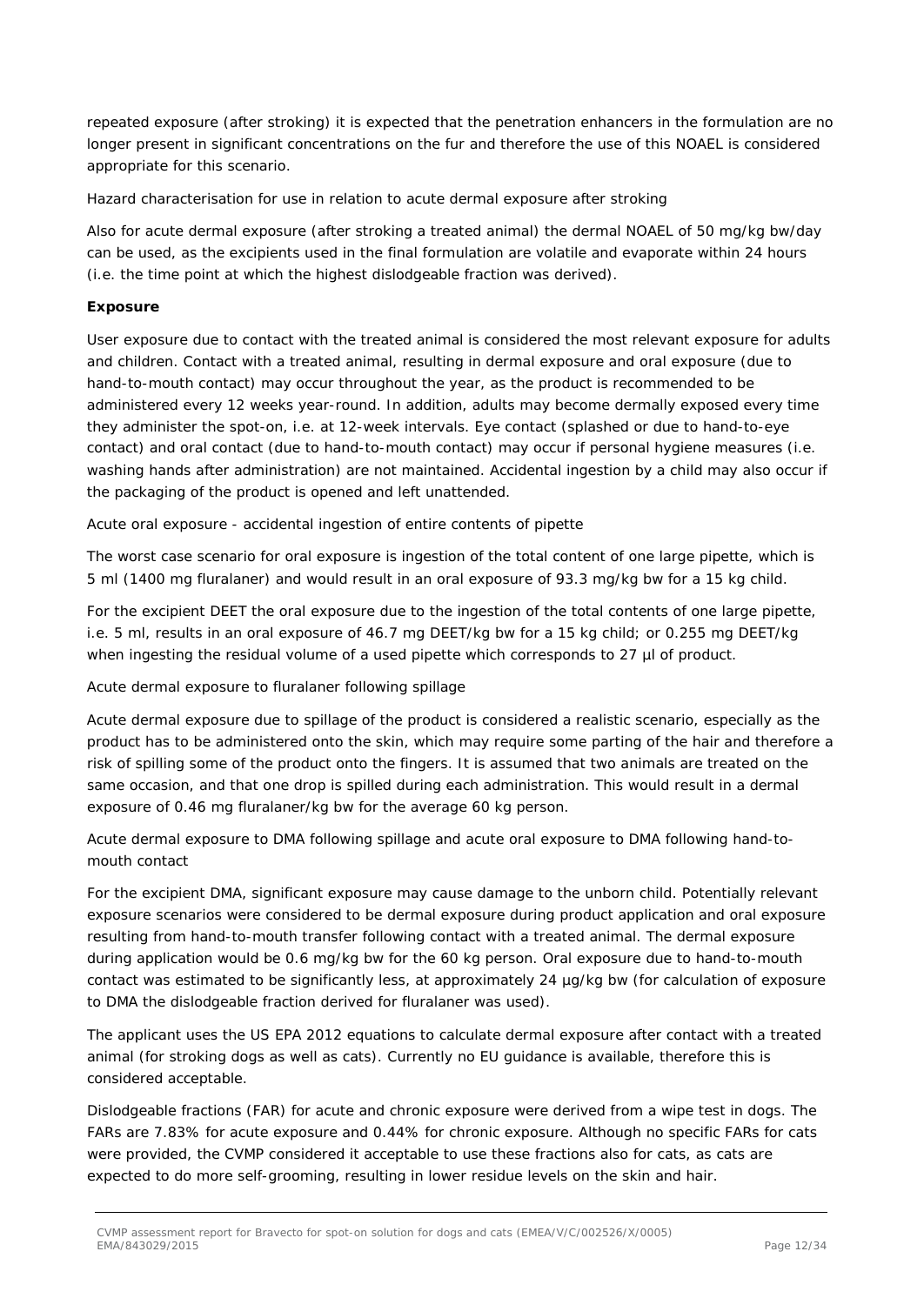repeated exposure (after stroking) it is expected that the penetration enhancers in the formulation are no longer present in significant concentrations on the fur and therefore the use of this NOAEL is considered appropriate for this scenario.

Hazard characterisation for use in relation to acute dermal exposure after stroking

Also for acute dermal exposure (after stroking a treated animal) the dermal NOAEL of 50 mg/kg bw/day can be used, as the excipients used in the final formulation are volatile and evaporate within 24 hours (i.e. the time point at which the highest dislodgeable fraction was derived).

**Exposure**

User exposure due to contact with the treated animal is considered the most relevant exposure for adults and children. Contact with a treated animal, resulting in dermal exposure and oral exposure (due to hand-to-mouth contact) may occur throughout the year, as the product is recommended to be administered every 12 weeks year-round. In addition, adults may become dermally exposed every time they administer the spot-on, i.e. at 12-week intervals. Eye contact (splashed or due to hand-to-eye contact) and oral contact (due to hand-to-mouth contact) may occur if personal hygiene measures (i.e. washing hands after administration) are not maintained. Accidental ingestion by a child may also occur if the packaging of the product is opened and left unattended.

Acute oral exposure - accidental ingestion of entire contents of pipette

The worst case scenario for oral exposure is ingestion of the total content of one large pipette, which is 5 ml (1400 mg fluralaner) and would result in an oral exposure of 93.3 mg/kg bw for a 15 kg child.

For the excipient DEET the oral exposure due to the ingestion of the total contents of one large pipette, i.e. 5 ml, results in an oral exposure of 46.7 mg DEET/kg bw for a 15 kg child; or 0.255 mg DEET/kg when ingesting the residual volume of a used pipette which corresponds to 27 µl of product.

Acute dermal exposure to fluralaner following spillage

Acute dermal exposure due to spillage of the product is considered a realistic scenario, especially as the product has to be administered onto the skin, which may require some parting of the hair and therefore a risk of spilling some of the product onto the fingers. It is assumed that two animals are treated on the same occasion, and that one drop is spilled during each administration. This would result in a dermal exposure of 0.46 mg fluralaner/kg bw for the average 60 kg person.

Acute dermal exposure to DMA following spillage and acute oral exposure to DMA following hand-to-mouth contact

For the excipient DMA, significant exposure may cause damage to the unborn child. Potentially relevant exposure scenarios were considered to be dermal exposure during product application and oral exposure resulting from hand-to-mouth transfer following contact with a treated animal. The dermal exposure during application would be 0.6 mg/kg bw for the 60 kg person. Oral exposure due to hand-to-mouth contact was estimated to be significantly less, at approximately 24 µg/kg bw (for calculation of exposure to DMA the dislodgeable fraction derived for fluralaner was used).

The applicant uses the US EPA 2012 equations to calculate dermal exposure after contact with a treated animal (for stroking dogs as well as cats). Currently no EU guidance is available, therefore this is considered acceptable.

Dislodgeable fractions (FAR) for acute and chronic exposure were derived from a wipe test in dogs. The FARs are 7.83% for acute exposure and 0.44% for chronic exposure. Although no specific FARs for cats were provided, the CVMP considered it acceptable to use these fractions also for cats, as cats are expected to do more self-grooming, resulting in lower residue levels on the skin and hair.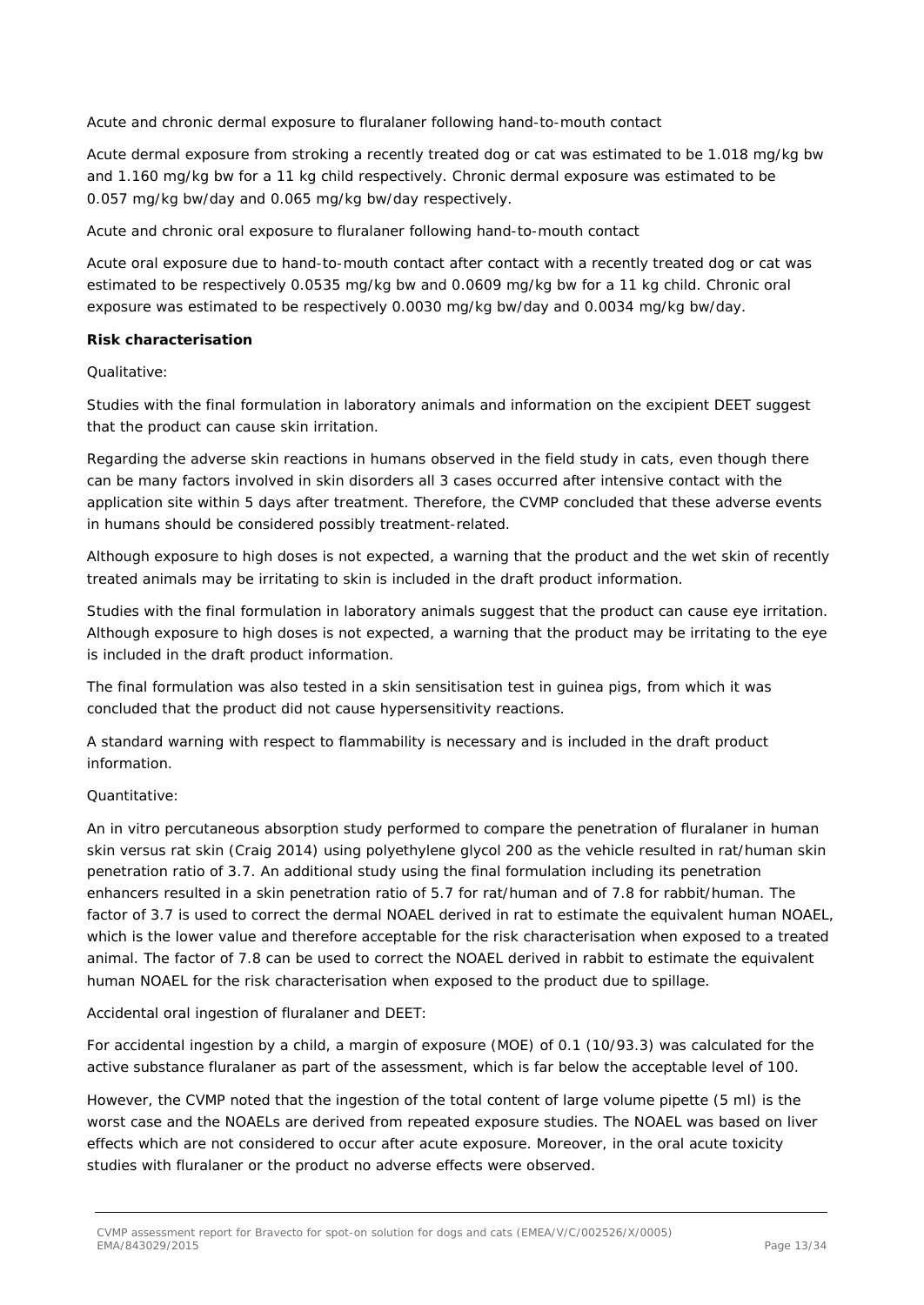Acute and chronic dermal exposure to fluralaner following hand-to-mouth contact

Acute dermal exposure from stroking a recently treated dog or cat was estimated to be 1.018 mg/kg bw and 1.160 mg/kg bw for a 11 kg child respectively. Chronic dermal exposure was estimated to be 0.057 mg/kg bw/day and 0.065 mg/kg bw/day respectively.

Acute and chronic oral exposure to fluralaner following hand-to-mouth contact

Acute oral exposure due to hand-to-mouth contact after contact with a recently treated dog or cat was estimated to be respectively 0.0535 mg/kg bw and 0.0609 mg/kg bw for a 11 kg child. Chronic oral exposure was estimated to be respectively 0.0030 mg/kg bw/day and 0.0034 mg/kg bw/day.

**Risk characterisation**

Qualitative:

Studies with the final formulation in laboratory animals and information on the excipient DEET suggest that the product can cause skin irritation.

Regarding the adverse skin reactions in humans observed in the field study in cats, even though there can be many factors involved in skin disorders all 3 cases occurred after intensive contact with the application site within 5 days after treatment. Therefore, the CVMP concluded that these adverse events in humans should be considered possibly treatment-related.

Although exposure to high doses is not expected, a warning that the product and the wet skin of recently treated animals may be irritating to skin is included in the draft product information.

Studies with the final formulation in laboratory animals suggest that the product can cause eye irritation. Although exposure to high doses is not expected, a warning that the product may be irritating to the eye is included in the draft product information.

The final formulation was also tested in a skin sensitisation test in guinea pigs, from which it was concluded that the product did not cause hypersensitivity reactions.

A standard warning with respect to flammability is necessary and is included in the draft product information.

Quantitative:

An in vitro percutaneous absorption study performed to compare the penetration of fluralaner in human skin versus rat skin (Craig 2014) using polyethylene glycol 200 as the vehicle resulted in rat/human skin penetration ratio of 3.7. An additional study using the final formulation including its penetration enhancers resulted in a skin penetration ratio of 5.7 for rat/human and of 7.8 for rabbit/human. The factor of 3.7 is used to correct the dermal NOAEL derived in rat to estimate the equivalent human NOAEL, which is the lower value and therefore acceptable for the risk characterisation when exposed to a treated animal. The factor of 7.8 can be used to correct the NOAEL derived in rabbit to estimate the equivalent human NOAEL for the risk characterisation when exposed to the product due to spillage.

Accidental oral ingestion of fluralaner and DEET:

For accidental ingestion by a child, a margin of exposure (MOE) of 0.1 (10/93.3) was calculated for the active substance fluralaner as part of the assessment, which is far below the acceptable level of 100.

However, the CVMP noted that the ingestion of the total content of large volume pipette (5 ml) is the worst case and the NOAELs are derived from repeated exposure studies. The NOAEL was based on liver effects which are not considered to occur after acute exposure. Moreover, in the oral acute toxicity studies with fluralaner or the product no adverse effects were observed.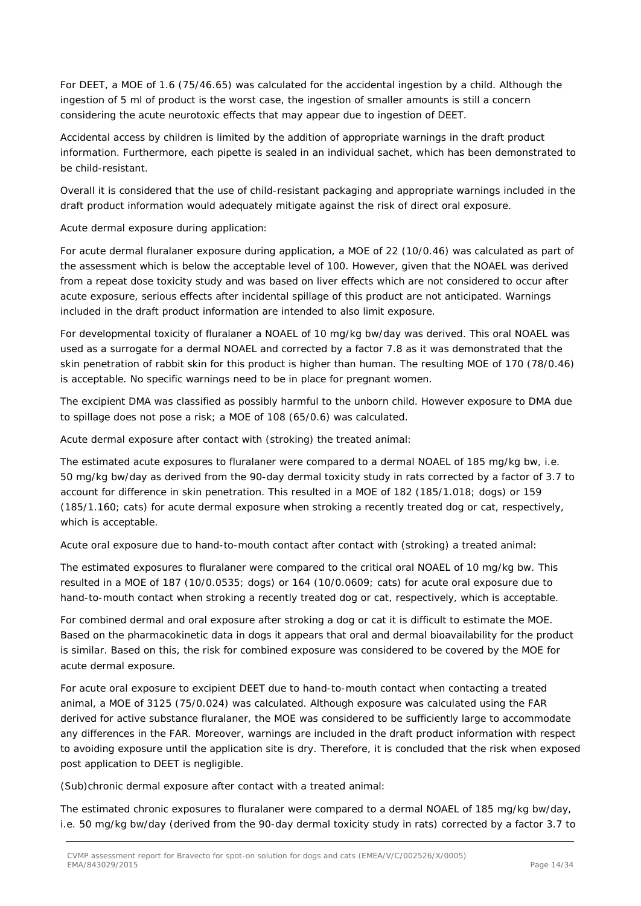For DEET, a MOE of 1.6 (75/46.65) was calculated for the accidental ingestion by a child. Although the ingestion of 5 ml of product is the worst case, the ingestion of smaller amounts is still a concern considering the acute neurotoxic effects that may appear due to ingestion of DEET.

Accidental access by children is limited by the addition of appropriate warnings in the draft product information. Furthermore, each pipette is sealed in an individual sachet, which has been demonstrated to be child-resistant.

Overall it is considered that the use of child-resistant packaging and appropriate warnings included in the draft product information would adequately mitigate against the risk of direct oral exposure.

Acute dermal exposure during application:

For acute dermal fluralaner exposure during application, a MOE of 22 (10/0.46) was calculated as part of the assessment which is below the acceptable level of 100. However, given that the NOAEL was derived from a repeat dose toxicity study and was based on liver effects which are not considered to occur after acute exposure, serious effects after incidental spillage of this product are not anticipated. Warnings included in the draft product information are intended to also limit exposure.

For developmental toxicity of fluralaner a NOAEL of 10 mg/kg bw/day was derived. This oral NOAEL was used as a surrogate for a dermal NOAEL and corrected by a factor 7.8 as it was demonstrated that the skin penetration of rabbit skin for this product is higher than human. The resulting MOE of 170 (78/0.46) is acceptable. No specific warnings need to be in place for pregnant women.

The excipient DMA was classified as possibly harmful to the unborn child. However exposure to DMA due to spillage does not pose a risk; a MOE of 108 (65/0.6) was calculated.

Acute dermal exposure after contact with (stroking) the treated animal:

The estimated acute exposures to fluralaner were compared to a dermal NOAEL of 185 mg/kg bw, i.e. 50 mg/kg bw/day as derived from the 90-day dermal toxicity study in rats corrected by a factor of 3.7 to account for difference in skin penetration. This resulted in a MOE of 182 (185/1.018; dogs) or 159 (185/1.160; cats) for acute dermal exposure when stroking a recently treated dog or cat, respectively, which is acceptable.

Acute oral exposure due to hand-to-mouth contact after contact with (stroking) a treated animal:

The estimated exposures to fluralaner were compared to the critical oral NOAEL of 10 mg/kg bw. This resulted in a MOE of 187 (10/0.0535; dogs) or 164 (10/0.0609; cats) for acute oral exposure due to hand-to-mouth contact when stroking a recently treated dog or cat, respectively, which is acceptable.

For combined dermal and oral exposure after stroking a dog or cat it is difficult to estimate the MOE. Based on the pharmacokinetic data in dogs it appears that oral and dermal bioavailability for the product is similar. Based on this, the risk for combined exposure was considered to be covered by the MOE for acute dermal exposure.

For acute oral exposure to excipient DEET due to hand-to-mouth contact when contacting a treated animal, a MOE of 3125 (75/0.024) was calculated. Although exposure was calculated using the FAR derived for active substance fluralaner, the MOE was considered to be sufficiently large to accommodate any differences in the FAR. Moreover, warnings are included in the draft product information with respect to avoiding exposure until the application site is dry. Therefore, it is concluded that the risk when exposed post application to DEET is negligible.

(Sub)chronic dermal exposure after contact with a treated animal:

The estimated chronic exposures to fluralaner were compared to a dermal NOAEL of 185 mg/kg bw/day, i.e. 50 mg/kg bw/day (derived from the 90-day dermal toxicity study in rats) corrected by a factor 3.7 to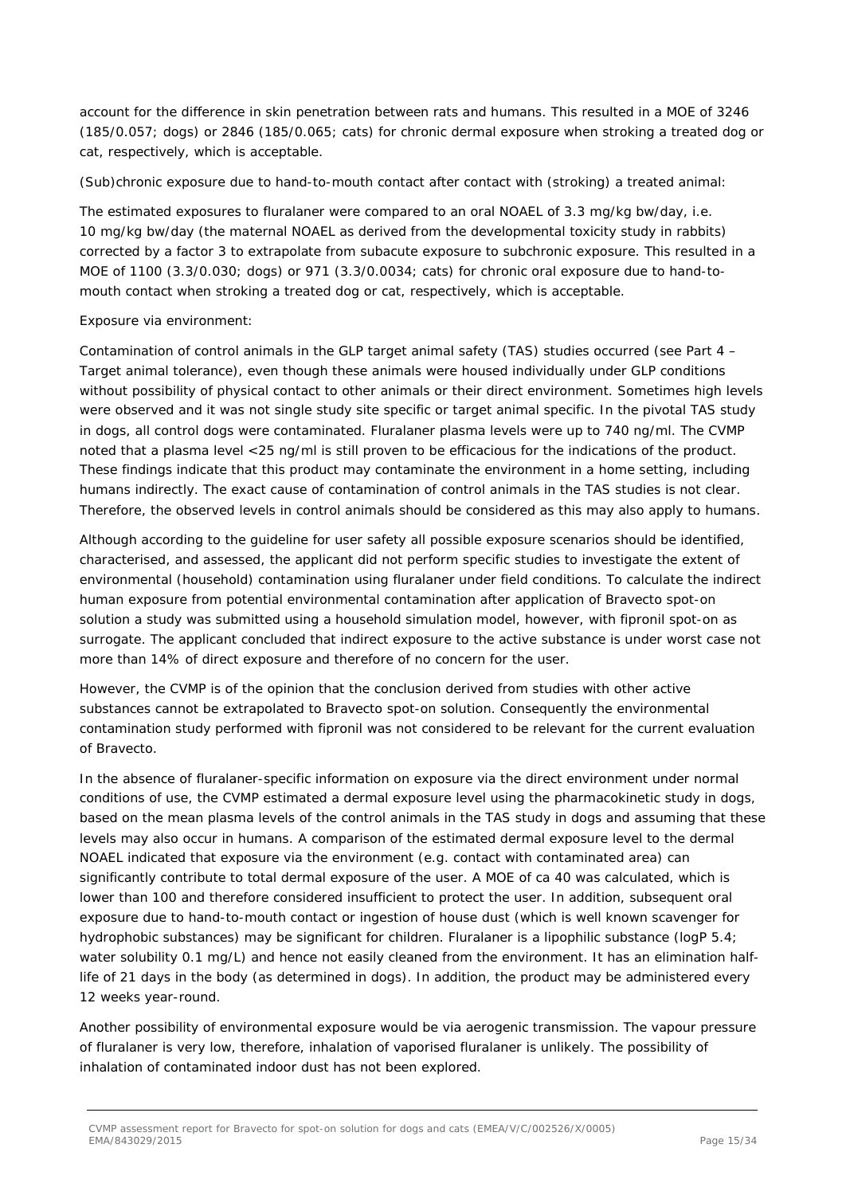account for the difference in skin penetration between rats and humans. This resulted in a MOE of 3246 (185/0.057; dogs) or 2846 (185/0.065; cats) for chronic dermal exposure when stroking a treated dog or cat, respectively, which is acceptable.

(Sub)chronic exposure due to hand-to-mouth contact after contact with (stroking) a treated animal:

The estimated exposures to fluralaner were compared to an oral NOAEL of 3.3 mg/kg bw/day, i.e. 10 mg/kg bw/day (the maternal NOAEL as derived from the developmental toxicity study in rabbits) corrected by a factor 3 to extrapolate from subacute exposure to subchronic exposure. This resulted in a MOE of 1100 (3.3/0.030; dogs) or 971 (3.3/0.0034; cats) for chronic oral exposure due to hand-to-mouth contact when stroking a treated dog or cat, respectively, which is acceptable.

Exposure via environment:

Contamination of control animals in the GLP target animal safety (TAS) studies occurred (see Part 4 – Target animal tolerance), even though these animals were housed individually under GLP conditions without possibility of physical contact to other animals or their direct environment. Sometimes high levels were observed and it was not single study site specific or target animal specific. In the pivotal TAS study in dogs, all control dogs were contaminated. Fluralaner plasma levels were up to 740 ng/ml. The CVMP noted that a plasma level <25 ng/ml is still proven to be efficacious for the indications of the product. These findings indicate that this product may contaminate the environment in a home setting, including humans indirectly. The exact cause of contamination of control animals in the TAS studies is not clear. Therefore, the observed levels in control animals should be considered as this may also apply to humans.

Although according to the guideline for user safety all possible exposure scenarios should be identified, characterised, and assessed, the applicant did not perform specific studies to investigate the extent of environmental (household) contamination using fluralaner under field conditions. To calculate the indirect human exposure from potential environmental contamination after application of Bravecto spot-on solution a study was submitted using a household simulation model, however, with fipronil spot-on as surrogate. The applicant concluded that indirect exposure to the active substance is under worst case not more than 14% of direct exposure and therefore of no concern for the user.

However, the CVMP is of the opinion that the conclusion derived from studies with other active substances cannot be extrapolated to Bravecto spot-on solution. Consequently the environmental contamination study performed with fipronil was not considered to be relevant for the current evaluation of Bravecto.

In the absence of fluralaner-specific information on exposure via the direct environment under normal conditions of use, the CVMP estimated a dermal exposure level using the pharmacokinetic study in dogs, based on the mean plasma levels of the control animals in the TAS study in dogs and assuming that these levels may also occur in humans. A comparison of the estimated dermal exposure level to the dermal NOAEL indicated that exposure via the environment (e.g. contact with contaminated area) can significantly contribute to total dermal exposure of the user. A MOE of ca 40 was calculated, which is lower than 100 and therefore considered insufficient to protect the user. In addition, subsequent oral exposure due to hand-to-mouth contact or ingestion of house dust (which is well known scavenger for hydrophobic substances) may be significant for children. Fluralaner is a lipophilic substance (logP 5.4; water solubility 0.1 mg/L) and hence not easily cleaned from the environment. It has an elimination half-life of 21 days in the body (as determined in dogs). In addition, the product may be administered every 12 weeks year-round.

Another possibility of environmental exposure would be via aerogenic transmission. The vapour pressure of fluralaner is very low, therefore, inhalation of vaporised fluralaner is unlikely. The possibility of inhalation of contaminated indoor dust has not been explored.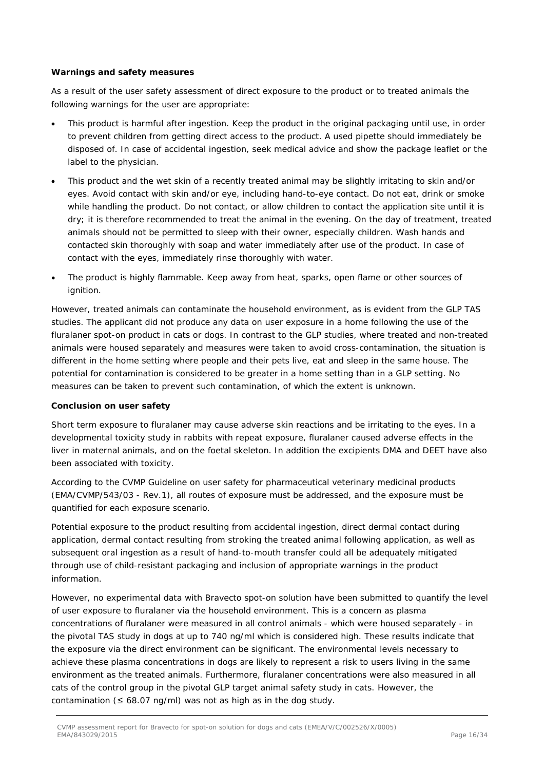**Warnings and safety measures**

As a result of the user safety assessment of direct exposure to the product or to treated animals the following warnings for the user are appropriate:

- This product is harmful after ingestion. Keep the product in the original packaging until use, in order to prevent children from getting direct access to the product. A used pipette should immediately be disposed of. In case of accidental ingestion, seek medical advice and show the package leaflet or the label to the physician.
- This product and the wet skin of a recently treated animal may be slightly irritating to skin and/or eyes. Avoid contact with skin and/or eye, including hand-to-eye contact. Do not eat, drink or smoke while handling the product. Do not contact, or allow children to contact the application site until it is dry; it is therefore recommended to treat the animal in the evening. On the day of treatment, treated animals should not be permitted to sleep with their owner, especially children. Wash hands and contacted skin thoroughly with soap and water immediately after use of the product. In case of contact with the eyes, immediately rinse thoroughly with water.
- The product is highly flammable. Keep away from heat, sparks, open flame or other sources of ignition.

However, treated animals can contaminate the household environment, as is evident from the GLP TAS studies. The applicant did not produce any data on user exposure in a home following the use of the fluralaner spot-on product in cats or dogs. In contrast to the GLP studies, where treated and non-treated animals were housed separately and measures were taken to avoid cross-contamination, the situation is different in the home setting where people and their pets live, eat and sleep in the same house. The potential for contamination is considered to be greater in a home setting than in a GLP setting. No measures can be taken to prevent such contamination, of which the extent is unknown.

**Conclusion on user safety**

Short term exposure to fluralaner may cause adverse skin reactions and be irritating to the eyes. In a developmental toxicity study in rabbits with repeat exposure, fluralaner caused adverse effects in the liver in maternal animals, and on the foetal skeleton. In addition the excipients DMA and DEET have also been associated with toxicity.

According to the CVMP Guideline on user safety for pharmaceutical veterinary medicinal products (EMA/CVMP/543/03 - Rev.1), all routes of exposure must be addressed, and the exposure must be quantified for each exposure scenario.

Potential exposure to the product resulting from accidental ingestion, direct dermal contact during application, dermal contact resulting from stroking the treated animal following application, as well as subsequent oral ingestion as a result of hand-to-mouth transfer could all be adequately mitigated through use of child-resistant packaging and inclusion of appropriate warnings in the product information.

However, no experimental data with Bravecto spot-on solution have been submitted to quantify the level of user exposure to fluralaner via the household environment. This is a concern as plasma concentrations of fluralaner were measured in all control animals - which were housed separately - in the pivotal TAS study in dogs at up to 740 ng/ml which is considered high. These results indicate that the exposure via the direct environment can be significant. The environmental levels necessary to achieve these plasma concentrations in dogs are likely to represent a risk to users living in the same environment as the treated animals. Furthermore, fluralaner concentrations were also measured in all cats of the control group in the pivotal GLP target animal safety study in cats. However, the contamination (≤ 68.07 ng/ml) was not as high as in the dog study.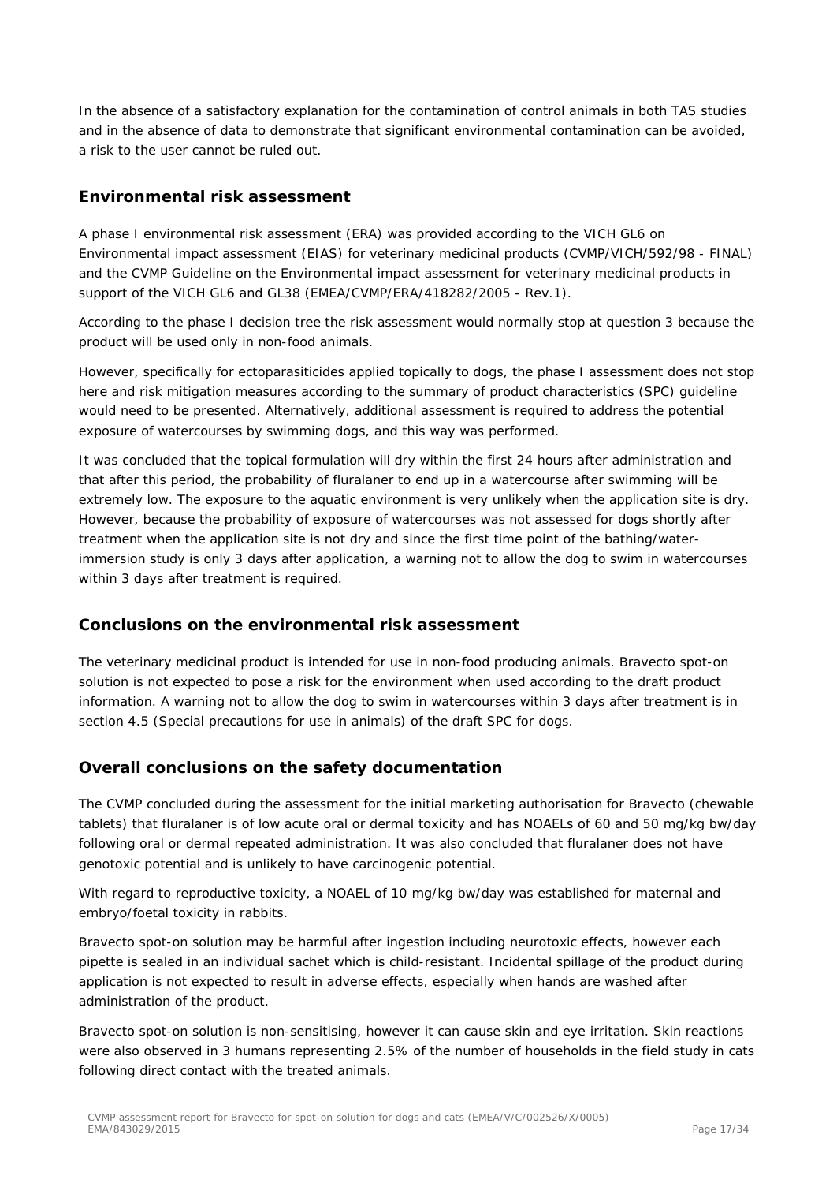In the absence of a satisfactory explanation for the contamination of control animals in both TAS studies and in the absence of data to demonstrate that significant environmental contamination can be avoided, a risk to the user cannot be ruled out.

## Environmental risk assessment

A phase I environmental risk assessment (ERA) was provided according to the VICH GL6 on Environmental impact assessment (EIAS) for veterinary medicinal products (CVMP/VICH/592/98 - FINAL) and the CVMP Guideline on the Environmental impact assessment for veterinary medicinal products in support of the VICH GL6 and GL38 (EMEA/CVMP/ERA/418282/2005 - Rev.1).

According to the phase I decision tree the risk assessment would normally stop at question 3 because the product will be used only in non-food animals.

However, specifically for ectoparasiticides applied topically to dogs, the phase I assessment does not stop here and risk mitigation measures according to the summary of product characteristics (SPC) guideline would need to be presented. Alternatively, additional assessment is required to address the potential exposure of watercourses by swimming dogs, and this way was performed.

It was concluded that the topical formulation will dry within the first 24 hours after administration and that after this period, the probability of fluralaner to end up in a watercourse after swimming will be extremely low. The exposure to the aquatic environment is very unlikely when the application site is dry. However, because the probability of exposure of watercourses was not assessed for dogs shortly after treatment when the application site is not dry and since the first time point of the bathing/water-immersion study is only 3 days after application, a warning not to allow the dog to swim in watercourses within 3 days after treatment is required.

## Conclusions on the environmental risk assessment

The veterinary medicinal product is intended for use in non-food producing animals. Bravecto spot-on solution is not expected to pose a risk for the environment when used according to the draft product information. A warning not to allow the dog to swim in watercourses within 3 days after treatment is in section 4.5 (Special precautions for use in animals) of the draft SPC for dogs.

## Overall conclusions on the safety documentation

The CVMP concluded during the assessment for the initial marketing authorisation for Bravecto (chewable tablets) that fluralaner is of low acute oral or dermal toxicity and has NOAELs of 60 and 50 mg/kg bw/day following oral or dermal repeated administration. It was also concluded that fluralaner does not have genotoxic potential and is unlikely to have carcinogenic potential.

With regard to reproductive toxicity, a NOAEL of 10 mg/kg bw/day was established for maternal and embryo/foetal toxicity in rabbits.

Bravecto spot-on solution may be harmful after ingestion including neurotoxic effects, however each pipette is sealed in an individual sachet which is child-resistant. Incidental spillage of the product during application is not expected to result in adverse effects, especially when hands are washed after administration of the product.

Bravecto spot-on solution is non-sensitising, however it can cause skin and eye irritation. Skin reactions were also observed in 3 humans representing 2.5% of the number of households in the field study in cats following direct contact with the treated animals.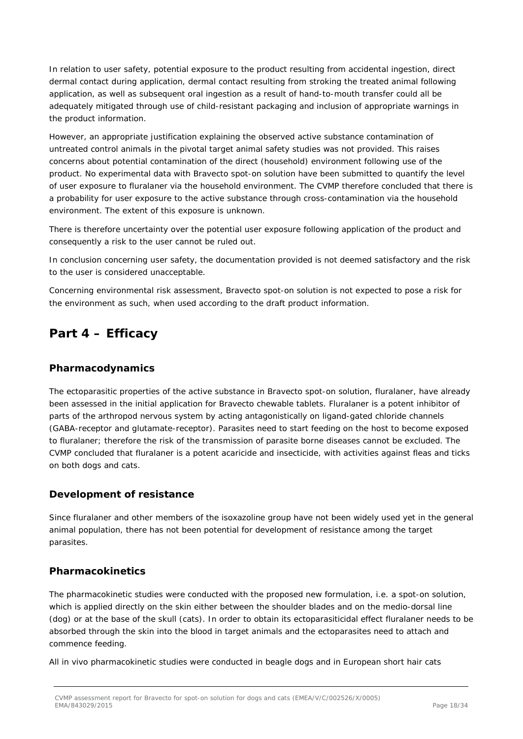In relation to user safety, potential exposure to the product resulting from accidental ingestion, direct dermal contact during application, dermal contact resulting from stroking the treated animal following application, as well as subsequent oral ingestion as a result of hand-to-mouth transfer could all be adequately mitigated through use of child-resistant packaging and inclusion of appropriate warnings in the product information.

However, an appropriate justification explaining the observed active substance contamination of untreated control animals in the pivotal target animal safety studies was not provided. This raises concerns about potential contamination of the direct (household) environment following use of the product. No experimental data with Bravecto spot-on solution have been submitted to quantify the level of user exposure to fluralaner via the household environment. The CVMP therefore concluded that there is a probability for user exposure to the active substance through cross-contamination via the household environment. The extent of this exposure is unknown.

There is therefore uncertainty over the potential user exposure following application of the product and consequently a risk to the user cannot be ruled out.

In conclusion concerning user safety, the documentation provided is not deemed satisfactory and the risk to the user is considered unacceptable.

Concerning environmental risk assessment, Bravecto spot-on solution is not expected to pose a risk for the environment as such, when used according to the draft product information.

# Part 4 – Efficacy

## Pharmacodynamics

The ectoparasitic properties of the active substance in Bravecto spot-on solution, fluralaner, have already been assessed in the initial application for Bravecto chewable tablets. Fluralaner is a potent inhibitor of parts of the arthropod nervous system by acting antagonistically on ligand-gated chloride channels (GABA-receptor and glutamate-receptor). Parasites need to start feeding on the host to become exposed to fluralaner; therefore the risk of the transmission of parasite borne diseases cannot be excluded. The CVMP concluded that fluralaner is a potent acaricide and insecticide, with activities against fleas and ticks on both dogs and cats.

## Development of resistance

Since fluralaner and other members of the isoxazoline group have not been widely used yet in the general animal population, there has not been potential for development of resistance among the target parasites.

## Pharmacokinetics

The pharmacokinetic studies were conducted with the proposed new formulation, i.e. a spot-on solution, which is applied directly on the skin either between the shoulder blades and on the medio-dorsal line (dog) or at the base of the skull (cats). In order to obtain its ectoparasiticidal effect fluralaner needs to be absorbed through the skin into the blood in target animals and the ectoparasites need to attach and commence feeding.

All in vivo pharmacokinetic studies were conducted in beagle dogs and in European short hair cats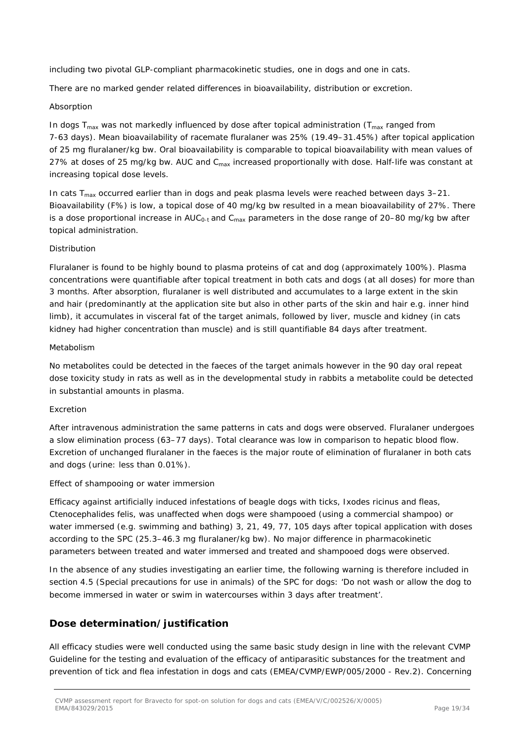including two pivotal GLP-compliant pharmacokinetic studies, one in dogs and one in cats.

There are no marked gender related differences in bioavailability, distribution or excretion.

Absorption

In dogs $T_{max}$ was not markedly influenced by dose after topical administration ($T_{max}$ ranged from 7-63 days). Mean bioavailability of racemate fluralaner was 25% (19.49–31.45%) after topical application of 25 mg fluralaner/kg bw. Oral bioavailability is comparable to topical bioavailability with mean values of 27% at doses of 25 mg/kg bw. AUC and $C_{max}$ increased proportionally with dose. Half-life was constant at increasing topical dose levels.

In cats $T_{max}$ occurred earlier than in dogs and peak plasma levels were reached between days 3–21. Bioavailability (F%) is low, a topical dose of 40 mg/kg bw resulted in a mean bioavailability of 27%. There is a dose proportional increase in $AUC_{0-t}$ and $C_{max}$ parameters in the dose range of 20–80 mg/kg bw after topical administration.

Distribution

Fluralaner is found to be highly bound to plasma proteins of cat and dog (approximately 100%). Plasma concentrations were quantifiable after topical treatment in both cats and dogs (at all doses) for more than 3 months. After absorption, fluralaner is well distributed and accumulates to a large extent in the skin and hair (predominantly at the application site but also in other parts of the skin and hair e.g. inner hind limb), it accumulates in visceral fat of the target animals, followed by liver, muscle and kidney (in cats kidney had higher concentration than muscle) and is still quantifiable 84 days after treatment.

Metabolism

No metabolites could be detected in the faeces of the target animals however in the 90 day oral repeat dose toxicity study in rats as well as in the developmental study in rabbits a metabolite could be detected in substantial amounts in plasma.

Excretion

After intravenous administration the same patterns in cats and dogs were observed. Fluralaner undergoes a slow elimination process (63–77 days). Total clearance was low in comparison to hepatic blood flow. Excretion of unchanged fluralaner in the faeces is the major route of elimination of fluralaner in both cats and dogs (urine: less than 0.01%).

Effect of shampooing or water immersion

Efficacy against artificially induced infestations of beagle dogs with ticks, Ixodes ricinus and fleas, Ctenocephalides felis, was unaffected when dogs were shampooed (using a commercial shampoo) or water immersed (e.g. swimming and bathing) 3, 21, 49, 77, 105 days after topical application with doses according to the SPC (25.3–46.3 mg fluralaner/kg bw). No major difference in pharmacokinetic parameters between treated and water immersed and treated and shampooed dogs were observed.

In the absence of any studies investigating an earlier time, the following warning is therefore included in section 4.5 (Special precautions for use in animals) of the SPC for dogs: 'Do not wash or allow the dog to become immersed in water or swim in watercourses within 3 days after treatment'.

## Dose determination/justification

All efficacy studies were well conducted using the same basic study design in line with the relevant CVMP Guideline for the testing and evaluation of the efficacy of antiparasitic substances for the treatment and prevention of tick and flea infestation in dogs and cats (EMEA/CVMP/EWP/005/2000 - Rev.2). Concerning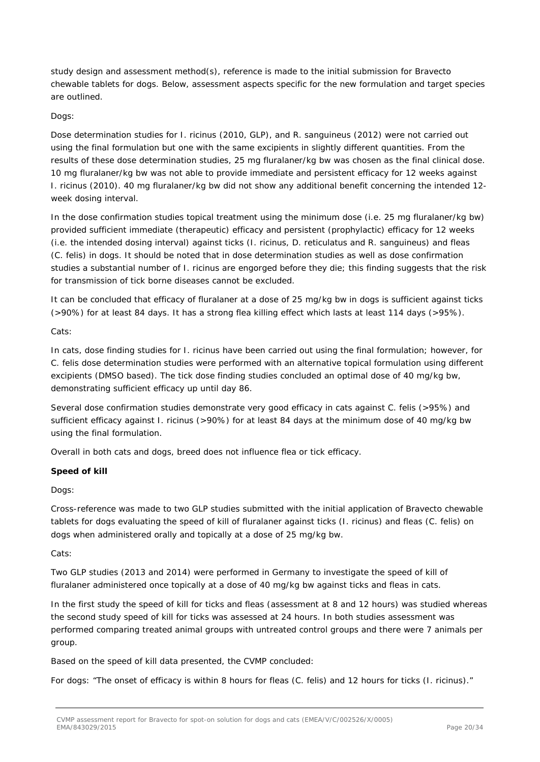study design and assessment method(s), reference is made to the initial submission for Bravecto chewable tablets for dogs. Below, assessment aspects specific for the new formulation and target species are outlined.

Dogs:

Dose determination studies for I. ricinus (2010, GLP), and R. sanguineus (2012) were not carried out using the final formulation but one with the same excipients in slightly different quantities. From the results of these dose determination studies, 25 mg fluralaner/kg bw was chosen as the final clinical dose. 10 mg fluralaner/kg bw was not able to provide immediate and persistent efficacy for 12 weeks against I. ricinus (2010). 40 mg fluralaner/kg bw did not show any additional benefit concerning the intended 12-week dosing interval.

In the dose confirmation studies topical treatment using the minimum dose (i.e. 25 mg fluralaner/kg bw) provided sufficient immediate (therapeutic) efficacy and persistent (prophylactic) efficacy for 12 weeks (i.e. the intended dosing interval) against ticks (I. ricinus, D. reticulatus and R. sanguineus) and fleas (C. felis) in dogs. It should be noted that in dose determination studies as well as dose confirmation studies a substantial number of I. ricinus are engorged before they die; this finding suggests that the risk for transmission of tick borne diseases cannot be excluded.

It can be concluded that efficacy of fluralaner at a dose of 25 mg/kg bw in dogs is sufficient against ticks (>90%) for at least 84 days. It has a strong flea killing effect which lasts at least 114 days (>95%).

Cats:

In cats, dose finding studies for I. ricinus have been carried out using the final formulation; however, for C. felis dose determination studies were performed with an alternative topical formulation using different excipients (DMSO based). The tick dose finding studies concluded an optimal dose of 40 mg/kg bw, demonstrating sufficient efficacy up until day 86.

Several dose confirmation studies demonstrate very good efficacy in cats against C. felis (>95%) and sufficient efficacy against I. ricinus (>90%) for at least 84 days at the minimum dose of 40 mg/kg bw using the final formulation.

Overall in both cats and dogs, breed does not influence flea or tick efficacy.

**Speed of kill**

Dogs:

Cross-reference was made to two GLP studies submitted with the initial application of Bravecto chewable tablets for dogs evaluating the speed of kill of fluralaner against ticks (I. ricinus) and fleas (C. felis) on dogs when administered orally and topically at a dose of 25 mg/kg bw.

Cats:

Two GLP studies (2013 and 2014) were performed in Germany to investigate the speed of kill of fluralaner administered once topically at a dose of 40 mg/kg bw against ticks and fleas in cats.

In the first study the speed of kill for ticks and fleas (assessment at 8 and 12 hours) was studied whereas the second study speed of kill for ticks was assessed at 24 hours. In both studies assessment was performed comparing treated animal groups with untreated control groups and there were 7 animals per group.

Based on the speed of kill data presented, the CVMP concluded:

For dogs: "The onset of efficacy is within 8 hours for fleas (C. felis) and 12 hours for ticks (I. ricinus)."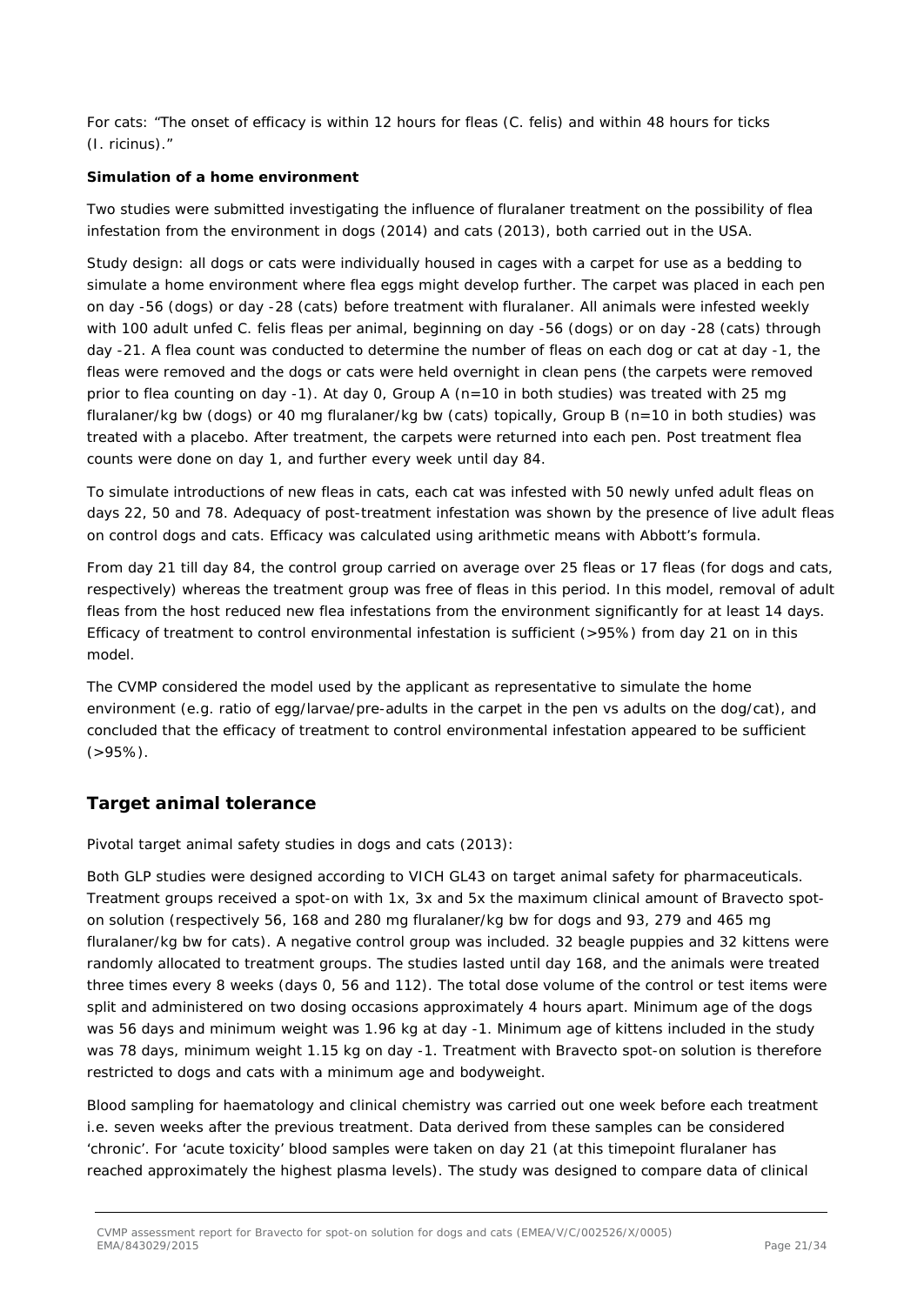For cats: "The onset of efficacy is within 12 hours for fleas (*C. felis*) and within 48 hours for ticks (*I. ricinus*)."

**Simulation of a home environment**

Two studies were submitted investigating the influence of fluralaner treatment on the possibility of flea infestation from the environment in dogs (2014) and cats (2013), both carried out in the USA.

Study design: all dogs or cats were individually housed in cages with a carpet for use as a bedding to simulate a home environment where flea eggs might develop further. The carpet was placed in each pen on day -56 (dogs) or day -28 (cats) before treatment with fluralaner. All animals were infested weekly with 100 adult unfed *C. felis* fleas per animal, beginning on day -56 (dogs) or on day -28 (cats) through day -21. A flea count was conducted to determine the number of fleas on each dog or cat at day -1, the fleas were removed and the dogs or cats were held overnight in clean pens (the carpets were removed prior to flea counting on day -1). At day 0, Group A (n=10 in both studies) was treated with 25 mg fluralaner/kg bw (dogs) or 40 mg fluralaner/kg bw (cats) topically, Group B (n=10 in both studies) was treated with a placebo. After treatment, the carpets were returned into each pen. Post treatment flea counts were done on day 1, and further every week until day 84.

To simulate introductions of new fleas in cats, each cat was infested with 50 newly unfed adult fleas on days 22, 50 and 78. Adequacy of post-treatment infestation was shown by the presence of live adult fleas on control dogs and cats. Efficacy was calculated using arithmetic means with Abbott's formula.

From day 21 till day 84, the control group carried on average over 25 fleas or 17 fleas (for dogs and cats, respectively) whereas the treatment group was free of fleas in this period. In this model, removal of adult fleas from the host reduced new flea infestations from the environment significantly for at least 14 days. Efficacy of treatment to control environmental infestation is sufficient (>95%) from day 21 on in this model.

The CVMP considered the model used by the applicant as representative to simulate the home environment (e.g. ratio of egg/larvae/pre-adults in the carpet in the pen vs adults on the dog/cat), and concluded that the efficacy of treatment to control environmental infestation appeared to be sufficient (>95%).

## Target animal tolerance

Pivotal target animal safety studies in dogs and cats (2013):

Both GLP studies were designed according to VICH GL43 on target animal safety for pharmaceuticals. Treatment groups received a spot-on with 1x, 3x and 5x the maximum clinical amount of Bravecto spot-on solution (respectively 56, 168 and 280 mg fluralaner/kg bw for dogs and 93, 279 and 465 mg fluralaner/kg bw for cats). A negative control group was included. 32 beagle puppies and 32 kittens were randomly allocated to treatment groups. The studies lasted until day 168, and the animals were treated three times every 8 weeks (days 0, 56 and 112). The total dose volume of the control or test items were split and administered on two dosing occasions approximately 4 hours apart. Minimum age of the dogs was 56 days and minimum weight was 1.96 kg at day -1. Minimum age of kittens included in the study was 78 days, minimum weight 1.15 kg on day -1. Treatment with Bravecto spot-on solution is therefore restricted to dogs and cats with a minimum age and bodyweight.

Blood sampling for haematology and clinical chemistry was carried out one week before each treatment i.e. seven weeks after the previous treatment. Data derived from these samples can be considered 'chronic'. For 'acute toxicity' blood samples were taken on day 21 (at this timepoint fluralaner has reached approximately the highest plasma levels). The study was designed to compare data of clinical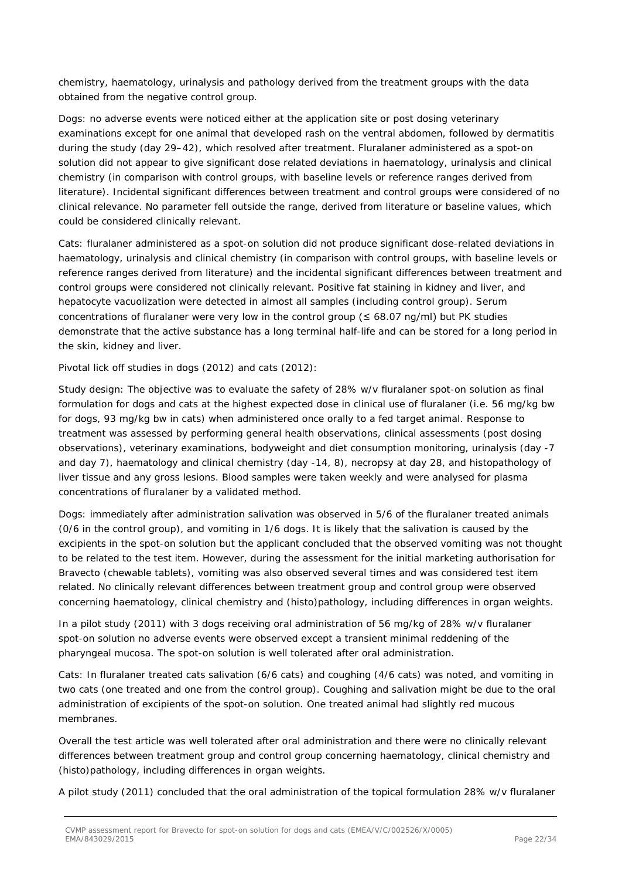chemistry, haematology, urinalysis and pathology derived from the treatment groups with the data obtained from the negative control group.

Dogs: no adverse events were noticed either at the application site or post dosing veterinary examinations except for one animal that developed rash on the ventral abdomen, followed by dermatitis during the study (day 29–42), which resolved after treatment. Fluralaner administered as a spot-on solution did not appear to give significant dose related deviations in haematology, urinalysis and clinical chemistry (in comparison with control groups, with baseline levels or reference ranges derived from literature). Incidental significant differences between treatment and control groups were considered of no clinical relevance. No parameter fell outside the range, derived from literature or baseline values, which could be considered clinically relevant.

Cats: fluralaner administered as a spot-on solution did not produce significant dose-related deviations in haematology, urinalysis and clinical chemistry (in comparison with control groups, with baseline levels or reference ranges derived from literature) and the incidental significant differences between treatment and control groups were considered not clinically relevant. Positive fat staining in kidney and liver, and hepatocyte vacuolization were detected in almost all samples (including control group). Serum concentrations of fluralaner were very low in the control group (≤ 68.07 ng/ml) but PK studies demonstrate that the active substance has a long terminal half-life and can be stored for a long period in the skin, kidney and liver.

*Pivotal lick off studies in dogs (2012) and cats (2012):*

Study design: The objective was to evaluate the safety of 28% w/v fluralaner spot-on solution as final formulation for dogs and cats at the highest expected dose in clinical use of fluralaner (i.e. 56 mg/kg bw for dogs, 93 mg/kg bw in cats) when administered once orally to a fed target animal. Response to treatment was assessed by performing general health observations, clinical assessments (post dosing observations), veterinary examinations, bodyweight and diet consumption monitoring, urinalysis (day -7 and day 7), haematology and clinical chemistry (day -14, 8), necropsy at day 28, and histopathology of liver tissue and any gross lesions. Blood samples were taken weekly and were analysed for plasma concentrations of fluralaner by a validated method.

Dogs: immediately after administration salivation was observed in 5/6 of the fluralaner treated animals (0/6 in the control group), and vomiting in 1/6 dogs. It is likely that the salivation is caused by the excipients in the spot-on solution but the applicant concluded that the observed vomiting was not thought to be related to the test item. However, during the assessment for the initial marketing authorisation for Bravecto (chewable tablets), vomiting was also observed several times and was considered test item related. No clinically relevant differences between treatment group and control group were observed concerning haematology, clinical chemistry and (histo)pathology, including differences in organ weights.

In a pilot study (2011) with 3 dogs receiving oral administration of 56 mg/kg of 28% w/v fluralaner spot-on solution no adverse events were observed except a transient minimal reddening of the pharyngeal mucosa. The spot-on solution is well tolerated after oral administration.

Cats: In fluralaner treated cats salivation (6/6 cats) and coughing (4/6 cats) was noted, and vomiting in two cats (one treated and one from the control group). Coughing and salivation might be due to the oral administration of excipients of the spot-on solution. One treated animal had slightly red mucous membranes.

Overall the test article was well tolerated after oral administration and there were no clinically relevant differences between treatment group and control group concerning haematology, clinical chemistry and (histo)pathology, including differences in organ weights.

A pilot study (2011) concluded that the oral administration of the topical formulation 28% w/v fluralaner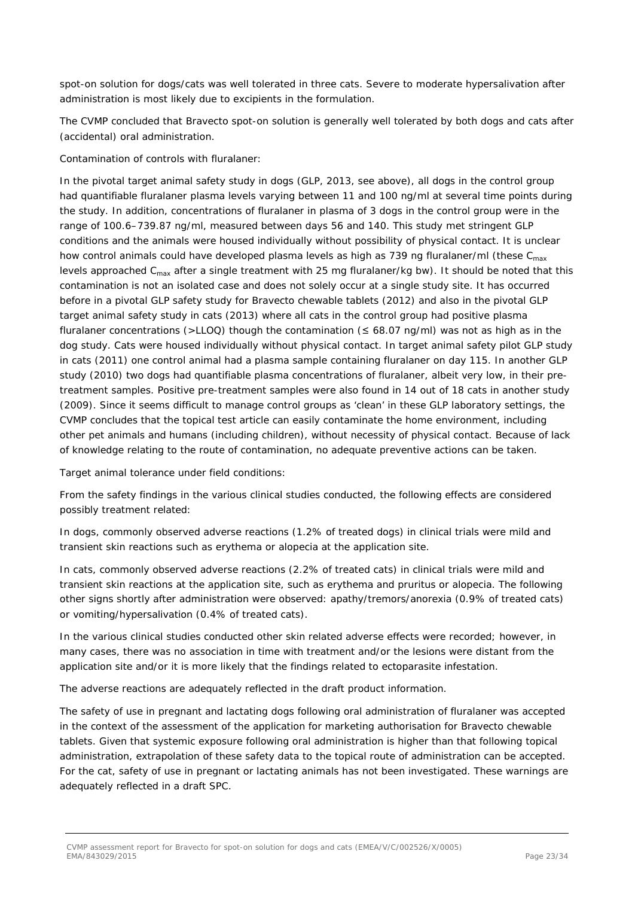spot-on solution for dogs/cats was well tolerated in three cats. Severe to moderate hypersalivation after administration is most likely due to excipients in the formulation.

The CVMP concluded that Bravecto spot-on solution is generally well tolerated by both dogs and cats after (accidental) oral administration.

*Contamination of controls with fluralaner:*

In the pivotal target animal safety study in dogs (GLP, 2013, see above), all dogs in the control group had quantifiable fluralaner plasma levels varying between 11 and 100 ng/ml at several time points during the study. In addition, concentrations of fluralaner in plasma of 3 dogs in the control group were in the range of 100.6–739.87 ng/ml, measured between days 56 and 140. This study met stringent GLP conditions and the animals were housed individually without possibility of physical contact. It is unclear how control animals could have developed plasma levels as high as 739 ng fluralaner/ml (these $C_{max}$ levels approached $C_{max}$ after a single treatment with 25 mg fluralaner/kg bw). It should be noted that this contamination is not an isolated case and does not solely occur at a single study site. It has occurred before in a pivotal GLP safety study for Bravecto chewable tablets (2012) and also in the pivotal GLP target animal safety study in cats (2013) where all cats in the control group had positive plasma fluralaner concentrations (>LLOQ) though the contamination (≤ 68.07 ng/ml) was not as high as in the dog study. Cats were housed individually without physical contact. In target animal safety pilot GLP study in cats (2011) one control animal had a plasma sample containing fluralaner on day 115. In another GLP study (2010) two dogs had quantifiable plasma concentrations of fluralaner, albeit very low, in their pre-treatment samples. Positive pre-treatment samples were also found in 14 out of 18 cats in another study (2009). Since it seems difficult to manage control groups as 'clean' in these GLP laboratory settings, the CVMP concludes that the topical test article can easily contaminate the home environment, including other pet animals and humans (including children), without necessity of physical contact. Because of lack of knowledge relating to the route of contamination, no adequate preventive actions can be taken.

*Target animal tolerance under field conditions:*

From the safety findings in the various clinical studies conducted, the following effects are considered possibly treatment related:

In dogs, commonly observed adverse reactions (1.2% of treated dogs) in clinical trials were mild and transient skin reactions such as erythema or alopecia at the application site.

In cats, commonly observed adverse reactions (2.2% of treated cats) in clinical trials were mild and transient skin reactions at the application site, such as erythema and pruritus or alopecia. The following other signs shortly after administration were observed: apathy/tremors/anorexia (0.9% of treated cats) or vomiting/hypersalivation (0.4% of treated cats).

In the various clinical studies conducted other skin related adverse effects were recorded; however, in many cases, there was no association in time with treatment and/or the lesions were distant from the application site and/or it is more likely that the findings related to ectoparasite infestation.

The adverse reactions are adequately reflected in the draft product information.

The safety of use in pregnant and lactating dogs following oral administration of fluralaner was accepted in the context of the assessment of the application for marketing authorisation for Bravecto chewable tablets. Given that systemic exposure following oral administration is higher than that following topical administration, extrapolation of these safety data to the topical route of administration can be accepted. For the cat, safety of use in pregnant or lactating animals has not been investigated. These warnings are adequately reflected in a draft SPC.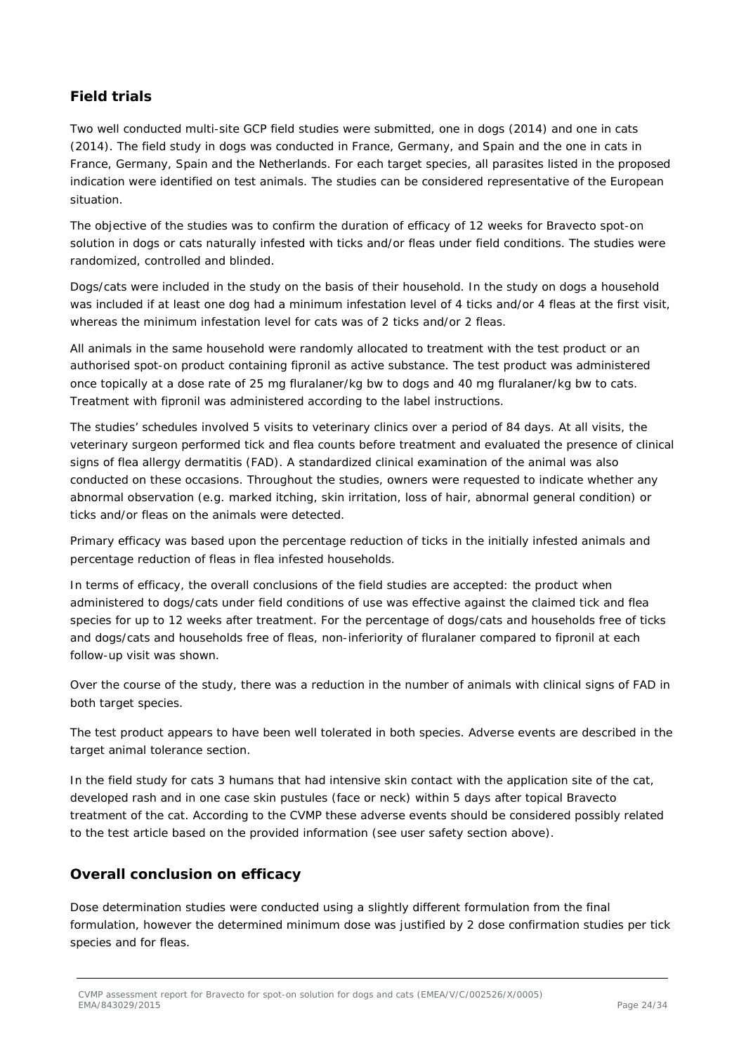## Field trials

Two well conducted multi-site GCP field studies were submitted, one in dogs (2014) and one in cats (2014). The field study in dogs was conducted in France, Germany, and Spain and the one in cats in France, Germany, Spain and the Netherlands. For each target species, all parasites listed in the proposed indication were identified on test animals. The studies can be considered representative of the European situation.

The objective of the studies was to confirm the duration of efficacy of 12 weeks for Bravecto spot-on solution in dogs or cats naturally infested with ticks and/or fleas under field conditions. The studies were randomized, controlled and blinded.

Dogs/cats were included in the study on the basis of their household. In the study on dogs a household was included if at least one dog had a minimum infestation level of 4 ticks and/or 4 fleas at the first visit, whereas the minimum infestation level for cats was of 2 ticks and/or 2 fleas.

All animals in the same household were randomly allocated to treatment with the test product or an authorised spot-on product containing fipronil as active substance. The test product was administered once topically at a dose rate of 25 mg fluralaner/kg bw to dogs and 40 mg fluralaner/kg bw to cats. Treatment with fipronil was administered according to the label instructions.

The studies' schedules involved 5 visits to veterinary clinics over a period of 84 days. At all visits, the veterinary surgeon performed tick and flea counts before treatment and evaluated the presence of clinical signs of flea allergy dermatitis (FAD). A standardized clinical examination of the animal was also conducted on these occasions. Throughout the studies, owners were requested to indicate whether any abnormal observation (e.g. marked itching, skin irritation, loss of hair, abnormal general condition) or ticks and/or fleas on the animals were detected.

Primary efficacy was based upon the percentage reduction of ticks in the initially infested animals and percentage reduction of fleas in flea infested households.

In terms of efficacy, the overall conclusions of the field studies are accepted: the product when administered to dogs/cats under field conditions of use was effective against the claimed tick and flea species for up to 12 weeks after treatment. For the percentage of dogs/cats and households free of ticks and dogs/cats and households free of fleas, non-inferiority of fluralaner compared to fipronil at each follow-up visit was shown.

Over the course of the study, there was a reduction in the number of animals with clinical signs of FAD in both target species.

The test product appears to have been well tolerated in both species. Adverse events are described in the target animal tolerance section.

In the field study for cats 3 humans that had intensive skin contact with the application site of the cat, developed rash and in one case skin pustules (face or neck) within 5 days after topical Bravecto treatment of the cat. According to the CVMP these adverse events should be considered possibly related to the test article based on the provided information (see user safety section above).

## Overall conclusion on efficacy

Dose determination studies were conducted using a slightly different formulation from the final formulation, however the determined minimum dose was justified by 2 dose confirmation studies per tick species and for fleas.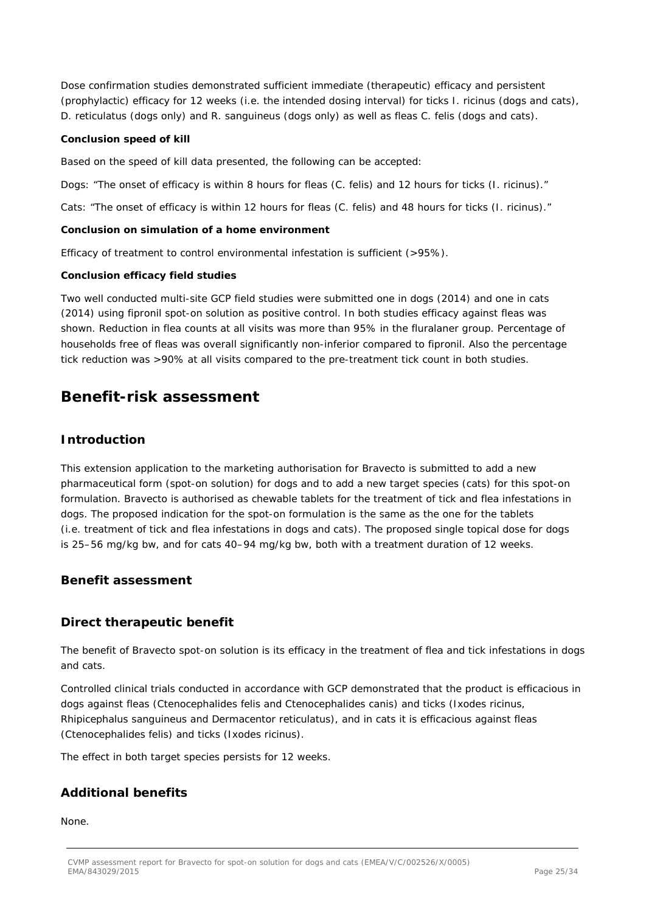Dose confirmation studies demonstrated sufficient immediate (therapeutic) efficacy and persistent (prophylactic) efficacy for 12 weeks (i.e. the intended dosing interval) for ticks I. ricinus (dogs and cats), D. reticulatus (dogs only) and R. sanguineus (dogs only) as well as fleas C. felis (dogs and cats).

**Conclusion speed of kill**

Based on the speed of kill data presented, the following can be accepted:

Dogs: "The onset of efficacy is within 8 hours for fleas (C. felis) and 12 hours for ticks (I. ricinus)."

Cats: "The onset of efficacy is within 12 hours for fleas (C. felis) and 48 hours for ticks (I. ricinus)."

**Conclusion on simulation of a home environment**

Efficacy of treatment to control environmental infestation is sufficient (>95%).

**Conclusion efficacy field studies**

Two well conducted multi-site GCP field studies were submitted one in dogs (2014) and one in cats (2014) using fipronil spot-on solution as positive control. In both studies efficacy against fleas was shown. Reduction in flea counts at all visits was more than 95% in the fluralaner group. Percentage of households free of fleas was overall significantly non-inferior compared to fipronil. Also the percentage tick reduction was >90% at all visits compared to the pre-treatment tick count in both studies.

# Benefit-risk assessment

## Introduction

This extension application to the marketing authorisation for Bravecto is submitted to add a new pharmaceutical form (spot-on solution) for dogs and to add a new target species (cats) for this spot-on formulation. Bravecto is authorised as chewable tablets for the treatment of tick and flea infestations in dogs. The proposed indication for the spot-on formulation is the same as the one for the tablets (i.e. treatment of tick and flea infestations in dogs and cats). The proposed single topical dose for dogs is 25–56 mg/kg bw, and for cats 40–94 mg/kg bw, both with a treatment duration of 12 weeks.

### Benefit assessment

### Direct therapeutic benefit

The benefit of Bravecto spot-on solution is its efficacy in the treatment of flea and tick infestations in dogs and cats.

Controlled clinical trials conducted in accordance with GCP demonstrated that the product is efficacious in dogs against fleas (Ctenocephalides felis and Ctenocephalides canis) and ticks (Ixodes ricinus, Rhipicephalus sanguineus and Dermacentor reticulatus), and in cats it is efficacious against fleas (Ctenocephalides felis) and ticks (Ixodes ricinus).

The effect in both target species persists for 12 weeks.

### Additional benefits

None.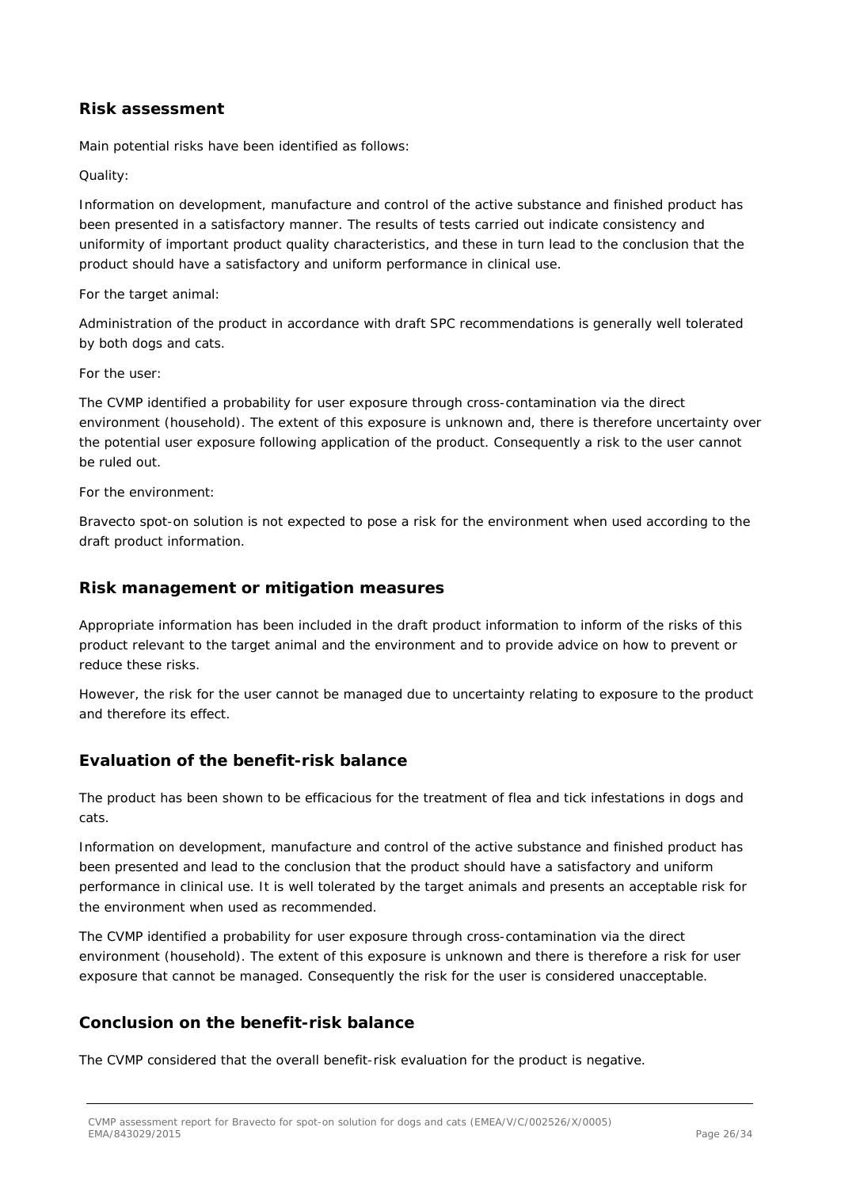## Risk assessment

Main potential risks have been identified as follows:

Quality:

Information on development, manufacture and control of the active substance and finished product has been presented in a satisfactory manner. The results of tests carried out indicate consistency and uniformity of important product quality characteristics, and these in turn lead to the conclusion that the product should have a satisfactory and uniform performance in clinical use.

For the target animal:

Administration of the product in accordance with draft SPC recommendations is generally well tolerated by both dogs and cats.

For the user:

The CVMP identified a probability for user exposure through cross-contamination via the direct environment (household). The extent of this exposure is unknown and, there is therefore uncertainty over the potential user exposure following application of the product. Consequently a risk to the user cannot be ruled out.

For the environment:

Bravecto spot-on solution is not expected to pose a risk for the environment when used according to the draft product information.

## Risk management or mitigation measures

Appropriate information has been included in the draft product information to inform of the risks of this product relevant to the target animal and the environment and to provide advice on how to prevent or reduce these risks.

However, the risk for the user cannot be managed due to uncertainty relating to exposure to the product and therefore its effect.

## Evaluation of the benefit-risk balance

The product has been shown to be efficacious for the treatment of flea and tick infestations in dogs and cats.

Information on development, manufacture and control of the active substance and finished product has been presented and lead to the conclusion that the product should have a satisfactory and uniform performance in clinical use. It is well tolerated by the target animals and presents an acceptable risk for the environment when used as recommended.

The CVMP identified a probability for user exposure through cross-contamination via the direct environment (household). The extent of this exposure is unknown and there is therefore a risk for user exposure that cannot be managed. Consequently the risk for the user is considered unacceptable.

## Conclusion on the benefit-risk balance

The CVMP considered that the overall benefit-risk evaluation for the product is negative.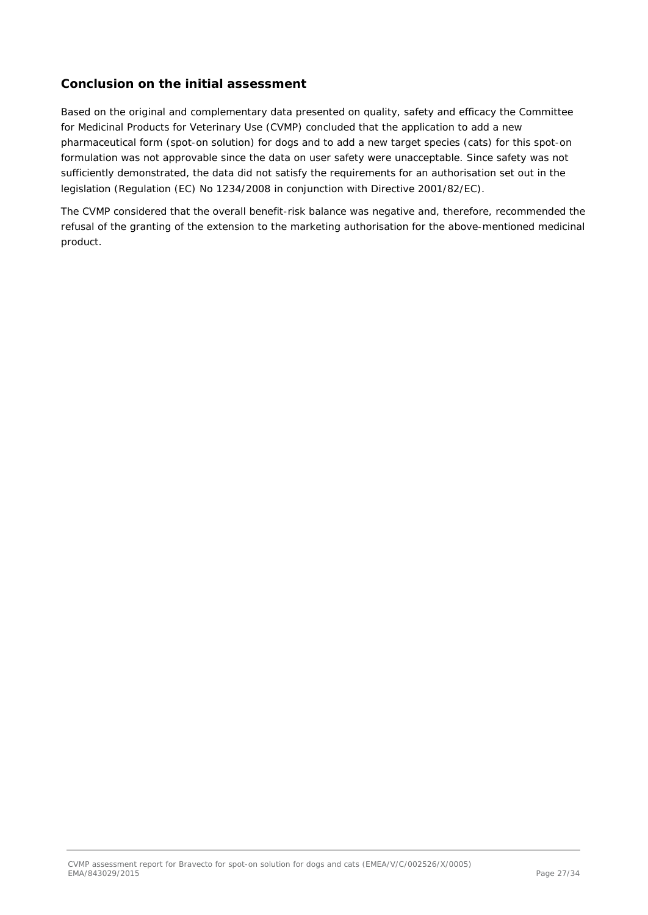## Conclusion on the initial assessment

Based on the original and complementary data presented on quality, safety and efficacy the Committee for Medicinal Products for Veterinary Use (CVMP) concluded that the application to add a new pharmaceutical form (spot-on solution) for dogs and to add a new target species (cats) for this spot-on formulation was not approvable since the data on user safety were unacceptable. Since safety was not sufficiently demonstrated, the data did not satisfy the requirements for an authorisation set out in the legislation (Regulation (EC) No 1234/2008 in conjunction with Directive 2001/82/EC).

The CVMP considered that the overall benefit-risk balance was negative and, therefore, recommended the refusal of the granting of the extension to the marketing authorisation for the above-mentioned medicinal product.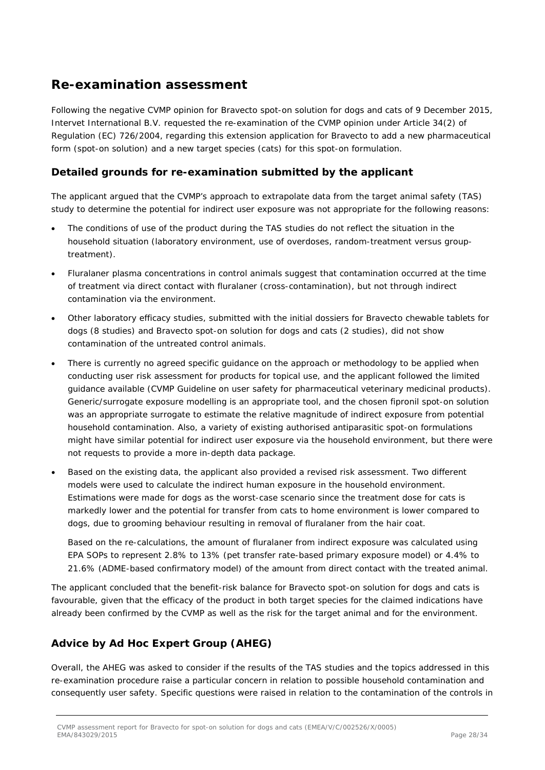# Re-examination assessment

Following the negative CVMP opinion for Bravecto spot-on solution for dogs and cats of 9 December 2015, Intervet International B.V. requested the re-examination of the CVMP opinion under Article 34(2) of Regulation (EC) 726/2004, regarding this extension application for Bravecto to add a new pharmaceutical form (spot-on solution) and a new target species (cats) for this spot-on formulation.

## Detailed grounds for re-examination submitted by the applicant

The applicant argued that the CVMP's approach to extrapolate data from the target animal safety (TAS) study to determine the potential for indirect user exposure was not appropriate for the following reasons:

- The conditions of use of the product during the TAS studies do not reflect the situation in the household situation (laboratory environment, use of overdoses, random-treatment versus group-treatment).
- Fluralaner plasma concentrations in control animals suggest that contamination occurred at the time of treatment via direct contact with fluralaner (cross-contamination), but not through indirect contamination via the environment.
- Other laboratory efficacy studies, submitted with the initial dossiers for Bravecto chewable tablets for dogs (8 studies) and Bravecto spot-on solution for dogs and cats (2 studies), did not show contamination of the untreated control animals.
- There is currently no agreed specific guidance on the approach or methodology to be applied when conducting user risk assessment for products for topical use, and the applicant followed the limited guidance available (CVMP Guideline on user safety for pharmaceutical veterinary medicinal products). Generic/surrogate exposure modelling is an appropriate tool, and the chosen fipronil spot-on solution was an appropriate surrogate to estimate the relative magnitude of indirect exposure from potential household contamination. Also, a variety of existing authorised antiparasitic spot-on formulations might have similar potential for indirect user exposure via the household environment, but there were not requests to provide a more in-depth data package.
- Based on the existing data, the applicant also provided a revised risk assessment. Two different models were used to calculate the indirect human exposure in the household environment. Estimations were made for dogs as the worst-case scenario since the treatment dose for cats is markedly lower and the potential for transfer from cats to home environment is lower compared to dogs, due to grooming behaviour resulting in removal of fluralaner from the hair coat.

  Based on the re-calculations, the amount of fluralaner from indirect exposure was calculated using EPA SOPs to represent 2.8% to 13% (pet transfer rate-based primary exposure model) or 4.4% to 21.6% (ADME-based confirmatory model) of the amount from direct contact with the treated animal.

The applicant concluded that the benefit-risk balance for Bravecto spot-on solution for dogs and cats is favourable, given that the efficacy of the product in both target species for the claimed indications have already been confirmed by the CVMP as well as the risk for the target animal and for the environment.

## Advice by Ad Hoc Expert Group (AHEG)

Overall, the AHEG was asked to consider if the results of the TAS studies and the topics addressed in this re-examination procedure raise a particular concern in relation to possible household contamination and consequently user safety. Specific questions were raised in relation to the contamination of the controls in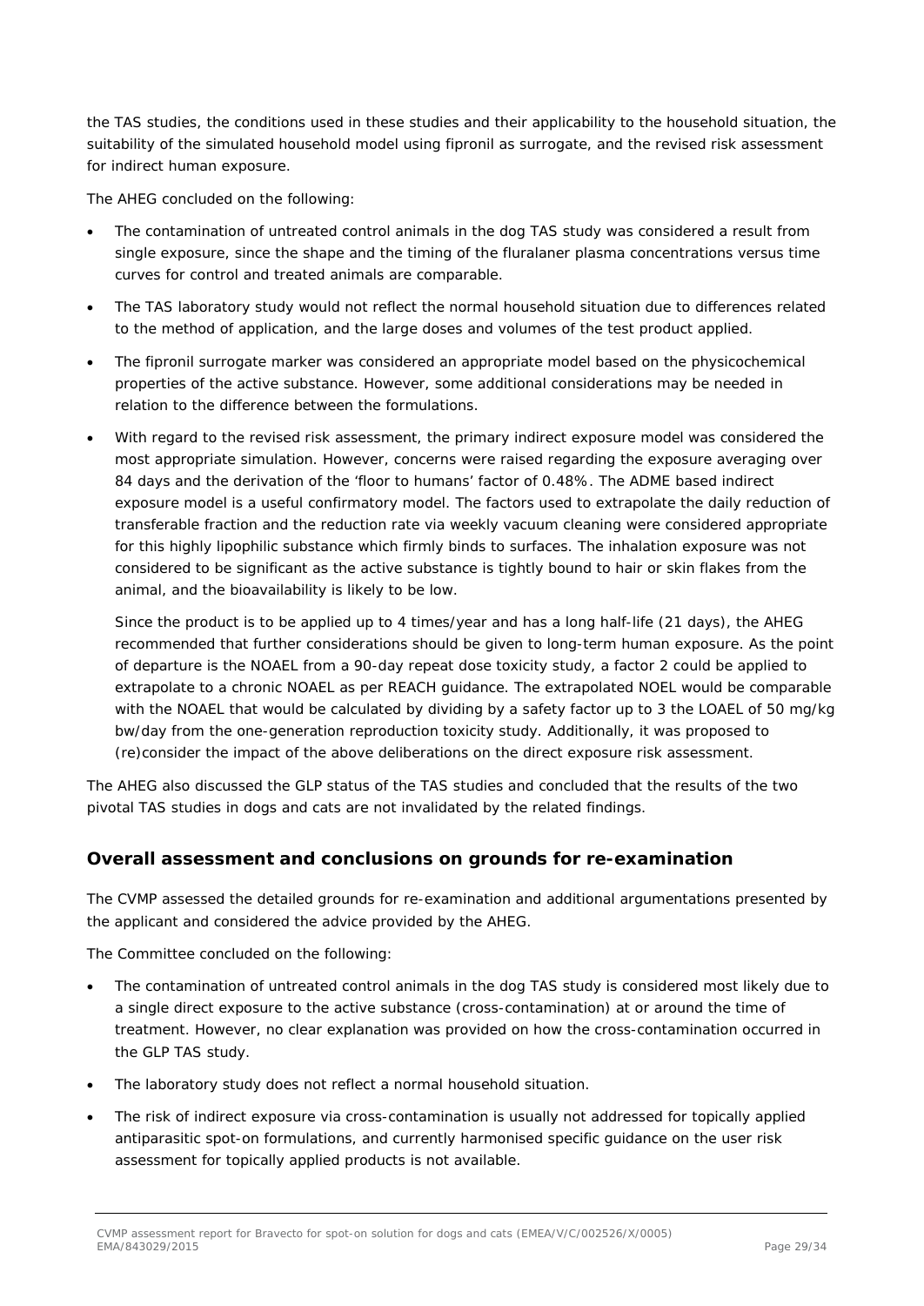the TAS studies, the conditions used in these studies and their applicability to the household situation, the suitability of the simulated household model using fipronil as surrogate, and the revised risk assessment for indirect human exposure.

The AHEG concluded on the following:

- The contamination of untreated control animals in the dog TAS study was considered a result from single exposure, since the shape and the timing of the fluralaner plasma concentrations versus time curves for control and treated animals are comparable.
- The TAS laboratory study would not reflect the normal household situation due to differences related to the method of application, and the large doses and volumes of the test product applied.
- The fipronil surrogate marker was considered an appropriate model based on the physicochemical properties of the active substance. However, some additional considerations may be needed in relation to the difference between the formulations.
- With regard to the revised risk assessment, the primary indirect exposure model was considered the most appropriate simulation. However, concerns were raised regarding the exposure averaging over 84 days and the derivation of the 'floor to humans' factor of 0.48%. The ADME based indirect exposure model is a useful confirmatory model. The factors used to extrapolate the daily reduction of transferable fraction and the reduction rate via weekly vacuum cleaning were considered appropriate for this highly lipophilic substance which firmly binds to surfaces. The inhalation exposure was not considered to be significant as the active substance is tightly bound to hair or skin flakes from the animal, and the bioavailability is likely to be low.

  Since the product is to be applied up to 4 times/year and has a long half-life (21 days), the AHEG recommended that further considerations should be given to long-term human exposure. As the point of departure is the NOAEL from a 90-day repeat dose toxicity study, a factor 2 could be applied to extrapolate to a chronic NOAEL as per REACH guidance. The extrapolated NOEL would be comparable with the NOAEL that would be calculated by dividing by a safety factor up to 3 the LOAEL of 50 mg/kg bw/day from the one-generation reproduction toxicity study. Additionally, it was proposed to (re)consider the impact of the above deliberations on the direct exposure risk assessment.

The AHEG also discussed the GLP status of the TAS studies and concluded that the results of the two pivotal TAS studies in dogs and cats are not invalidated by the related findings.

## Overall assessment and conclusions on grounds for re-examination

The CVMP assessed the detailed grounds for re-examination and additional argumentations presented by the applicant and considered the advice provided by the AHEG.

The Committee concluded on the following:

- The contamination of untreated control animals in the dog TAS study is considered most likely due to a single direct exposure to the active substance (cross-contamination) at or around the time of treatment. However, no clear explanation was provided on how the cross-contamination occurred in the GLP TAS study.
- The laboratory study does not reflect a normal household situation.
- The risk of indirect exposure via cross-contamination is usually not addressed for topically applied antiparasitic spot-on formulations, and currently harmonised specific guidance on the user risk assessment for topically applied products is not available.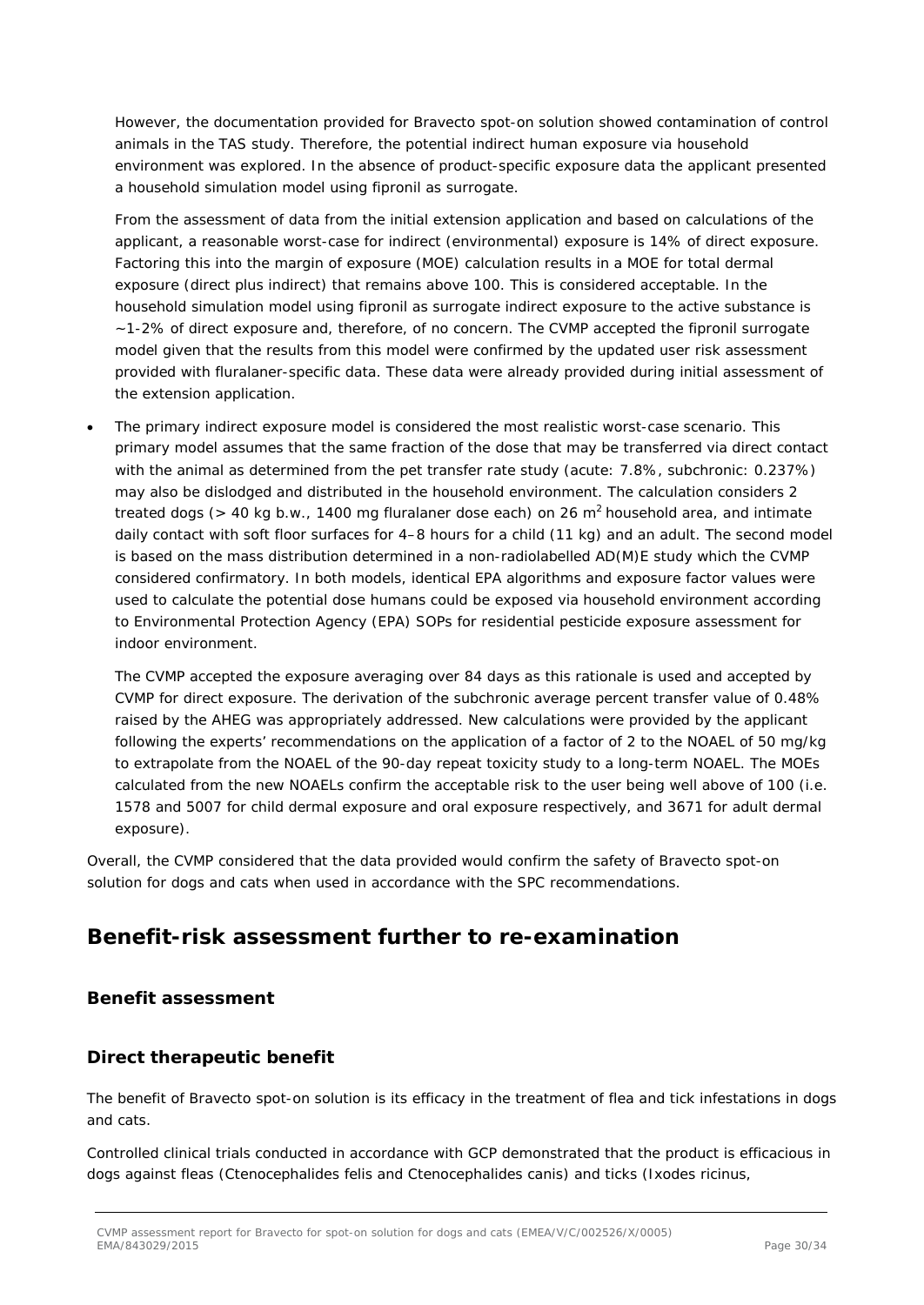However, the documentation provided for Bravecto spot-on solution showed contamination of control animals in the TAS study. Therefore, the potential indirect human exposure via household environment was explored. In the absence of product-specific exposure data the applicant presented a household simulation model using fipronil as surrogate.

From the assessment of data from the initial extension application and based on calculations of the applicant, a reasonable worst-case for indirect (environmental) exposure is 14% of direct exposure. Factoring this into the margin of exposure (MOE) calculation results in a MOE for total dermal exposure (direct plus indirect) that remains above 100. This is considered acceptable. In the household simulation model using fipronil as surrogate indirect exposure to the active substance is ~1-2% of direct exposure and, therefore, of no concern. The CVMP accepted the fipronil surrogate model given that the results from this model were confirmed by the updated user risk assessment provided with fluralaner-specific data. These data were already provided during initial assessment of the extension application.

- The primary indirect exposure model is considered the most realistic worst-case scenario. This primary model assumes that the same fraction of the dose that may be transferred via direct contact with the animal as determined from the pet transfer rate study (acute: 7.8%, subchronic: 0.237%) may also be dislodged and distributed in the household environment. The calculation considers 2 treated dogs (> 40 kg b.w., 1400 mg fluralaner dose each) on 26 $m^2$ household area, and intimate daily contact with soft floor surfaces for 4–8 hours for a child (11 kg) and an adult. The second model is based on the mass distribution determined in a non-radiolabelled AD(M)E study which the CVMP considered confirmatory. In both models, identical EPA algorithms and exposure factor values were used to calculate the potential dose humans could be exposed via household environment according to Environmental Protection Agency (EPA) SOPs for residential pesticide exposure assessment for indoor environment.

  The CVMP accepted the exposure averaging over 84 days as this rationale is used and accepted by CVMP for direct exposure. The derivation of the subchronic average percent transfer value of 0.48% raised by the AHEG was appropriately addressed. New calculations were provided by the applicant following the experts' recommendations on the application of a factor of 2 to the NOAEL of 50 mg/kg to extrapolate from the NOAEL of the 90-day repeat toxicity study to a long-term NOAEL. The MOEs calculated from the new NOAELs confirm the acceptable risk to the user being well above of 100 (i.e. 1578 and 5007 for child dermal exposure and oral exposure respectively, and 3671 for adult dermal exposure).

Overall, the CVMP considered that the data provided would confirm the safety of Bravecto spot-on solution for dogs and cats when used in accordance with the SPC recommendations.

# Benefit-risk assessment further to re-examination

## Benefit assessment

## Direct therapeutic benefit

The benefit of Bravecto spot-on solution is its efficacy in the treatment of flea and tick infestations in dogs and cats.

Controlled clinical trials conducted in accordance with GCP demonstrated that the product is efficacious in dogs against fleas (Ctenocephalides felis and Ctenocephalides canis) and ticks (Ixodes ricinus,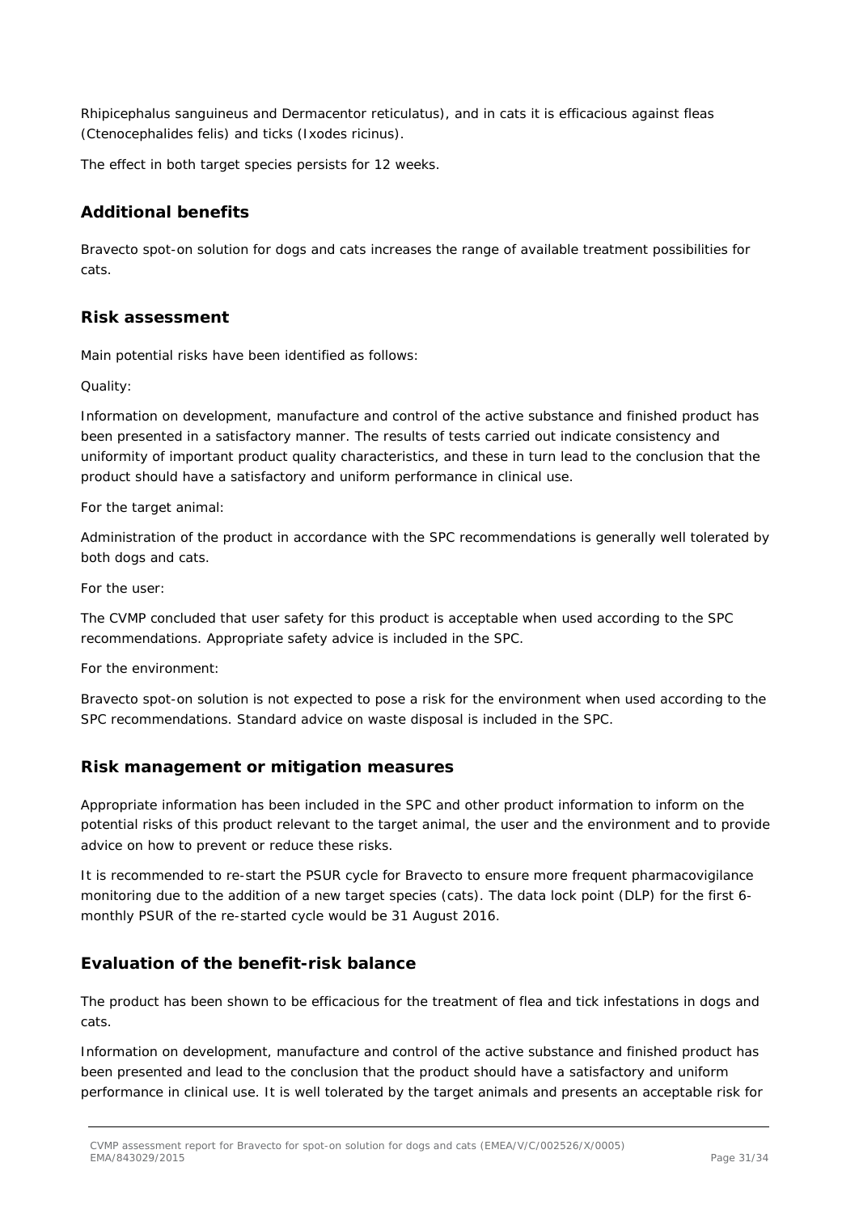Rhipicephalus sanguineus and Dermacentor reticulatus), and in cats it is efficacious against fleas (Ctenocephalides felis) and ticks (Ixodes ricinus).

The effect in both target species persists for 12 weeks.

## Additional benefits

Bravecto spot-on solution for dogs and cats increases the range of available treatment possibilities for cats.

## Risk assessment

Main potential risks have been identified as follows:

Quality:

Information on development, manufacture and control of the active substance and finished product has been presented in a satisfactory manner. The results of tests carried out indicate consistency and uniformity of important product quality characteristics, and these in turn lead to the conclusion that the product should have a satisfactory and uniform performance in clinical use.

For the target animal:

Administration of the product in accordance with the SPC recommendations is generally well tolerated by both dogs and cats.

For the user:

The CVMP concluded that user safety for this product is acceptable when used according to the SPC recommendations. Appropriate safety advice is included in the SPC.

For the environment:

Bravecto spot-on solution is not expected to pose a risk for the environment when used according to the SPC recommendations. Standard advice on waste disposal is included in the SPC.

## Risk management or mitigation measures

Appropriate information has been included in the SPC and other product information to inform on the potential risks of this product relevant to the target animal, the user and the environment and to provide advice on how to prevent or reduce these risks.

It is recommended to re-start the PSUR cycle for Bravecto to ensure more frequent pharmacovigilance monitoring due to the addition of a new target species (cats). The data lock point (DLP) for the first 6-monthly PSUR of the re-started cycle would be 31 August 2016.

## Evaluation of the benefit-risk balance

The product has been shown to be efficacious for the treatment of flea and tick infestations in dogs and cats.

Information on development, manufacture and control of the active substance and finished product has been presented and lead to the conclusion that the product should have a satisfactory and uniform performance in clinical use. It is well tolerated by the target animals and presents an acceptable risk for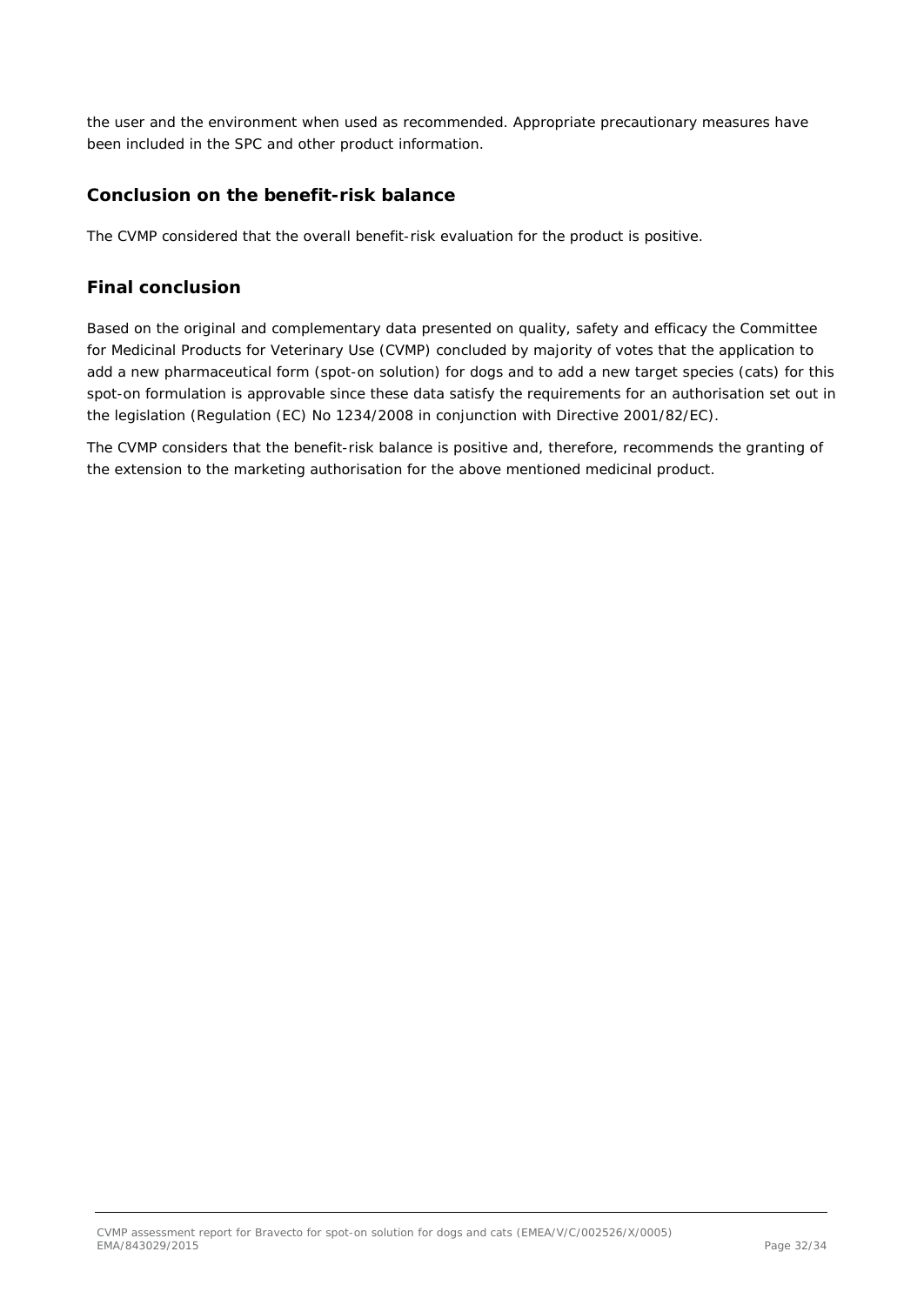the user and the environment when used as recommended. Appropriate precautionary measures have been included in the SPC and other product information.

## Conclusion on the benefit-risk balance

The CVMP considered that the overall benefit-risk evaluation for the product is positive.

## Final conclusion

Based on the original and complementary data presented on quality, safety and efficacy the Committee for Medicinal Products for Veterinary Use (CVMP) concluded by majority of votes that the application to add a new pharmaceutical form (spot-on solution) for dogs and to add a new target species (cats) for this spot-on formulation is approvable since these data satisfy the requirements for an authorisation set out in the legislation (Regulation (EC) No 1234/2008 in conjunction with Directive 2001/82/EC).

The CVMP considers that the benefit-risk balance is positive and, therefore, recommends the granting of the extension to the marketing authorisation for the above mentioned medicinal product.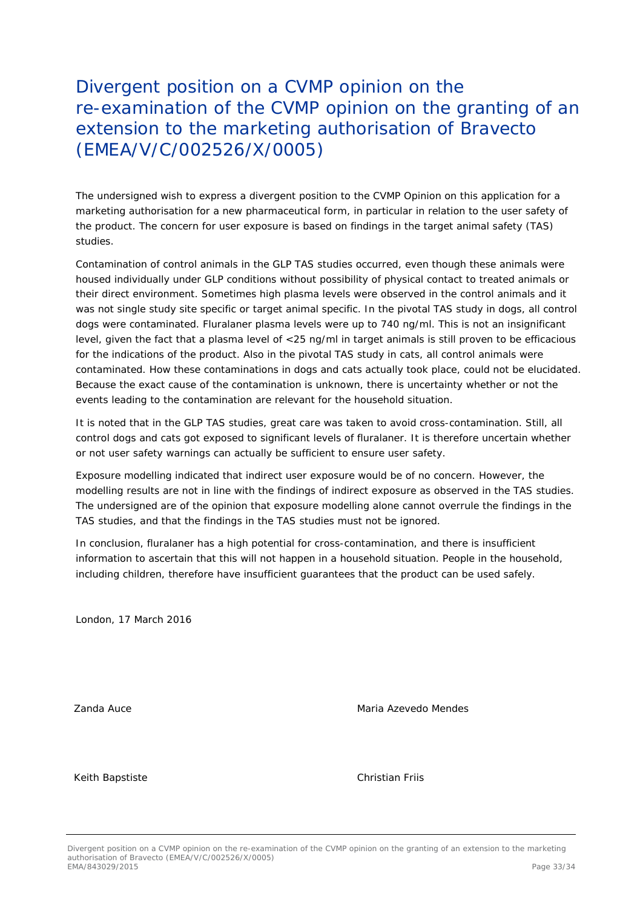# Divergent position on a CVMP opinion on the re-examination of the CVMP opinion on the granting of an extension to the marketing authorisation of Bravecto (EMEA/V/C/002526/X/0005)

The undersigned wish to express a divergent position to the CVMP Opinion on this application for a marketing authorisation for a new pharmaceutical form, in particular in relation to the user safety of the product. The concern for user exposure is based on findings in the target animal safety (TAS) studies.

Contamination of control animals in the GLP TAS studies occurred, even though these animals were housed individually under GLP conditions without possibility of physical contact to treated animals or their direct environment. Sometimes high plasma levels were observed in the control animals and it was not single study site specific or target animal specific. In the pivotal TAS study in dogs, all control dogs were contaminated. Fluralaner plasma levels were up to 740 ng/ml. This is not an insignificant level, given the fact that a plasma level of <25 ng/ml in target animals is still proven to be efficacious for the indications of the product. Also in the pivotal TAS study in cats, all control animals were contaminated. How these contaminations in dogs and cats actually took place, could not be elucidated. Because the exact cause of the contamination is unknown, there is uncertainty whether or not the events leading to the contamination are relevant for the household situation.

It is noted that in the GLP TAS studies, great care was taken to avoid cross-contamination. Still, all control dogs and cats got exposed to significant levels of fluralaner. It is therefore uncertain whether or not user safety warnings can actually be sufficient to ensure user safety.

Exposure modelling indicated that indirect user exposure would be of no concern. However, the modelling results are not in line with the findings of indirect exposure as observed in the TAS studies. The undersigned are of the opinion that exposure modelling alone cannot overrule the findings in the TAS studies, and that the findings in the TAS studies must not be ignored.

In conclusion, fluralaner has a high potential for cross-contamination, and there is insufficient information to ascertain that this will not happen in a household situation. People in the household, including children, therefore have insufficient guarantees that the product can be used safely.

London, 17 March 2016

Zanda Auce

Maria Azevedo Mendes

Keith Bapstiste

Christian Friis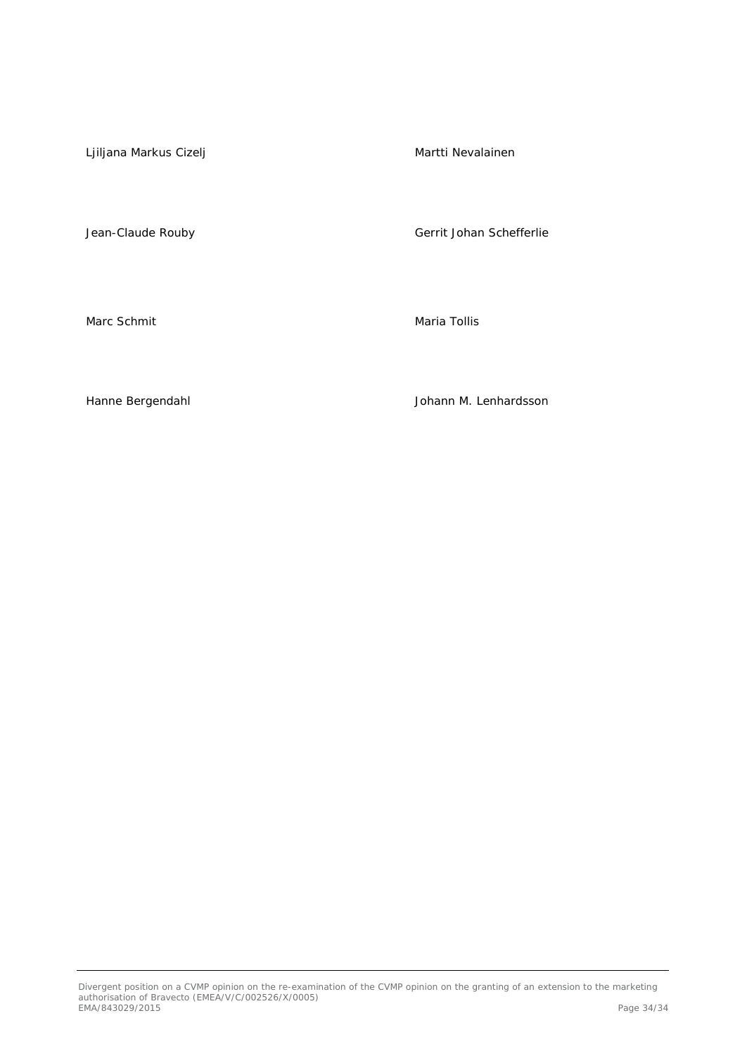Ljiljana Markus Cizelj

Martti Nevalainen

Jean-Claude Rouby

Gerrit Johan Schefferlie

Marc Schmit

Maria Tollis

Hanne Bergendahl

Johann M. Lenhardsson